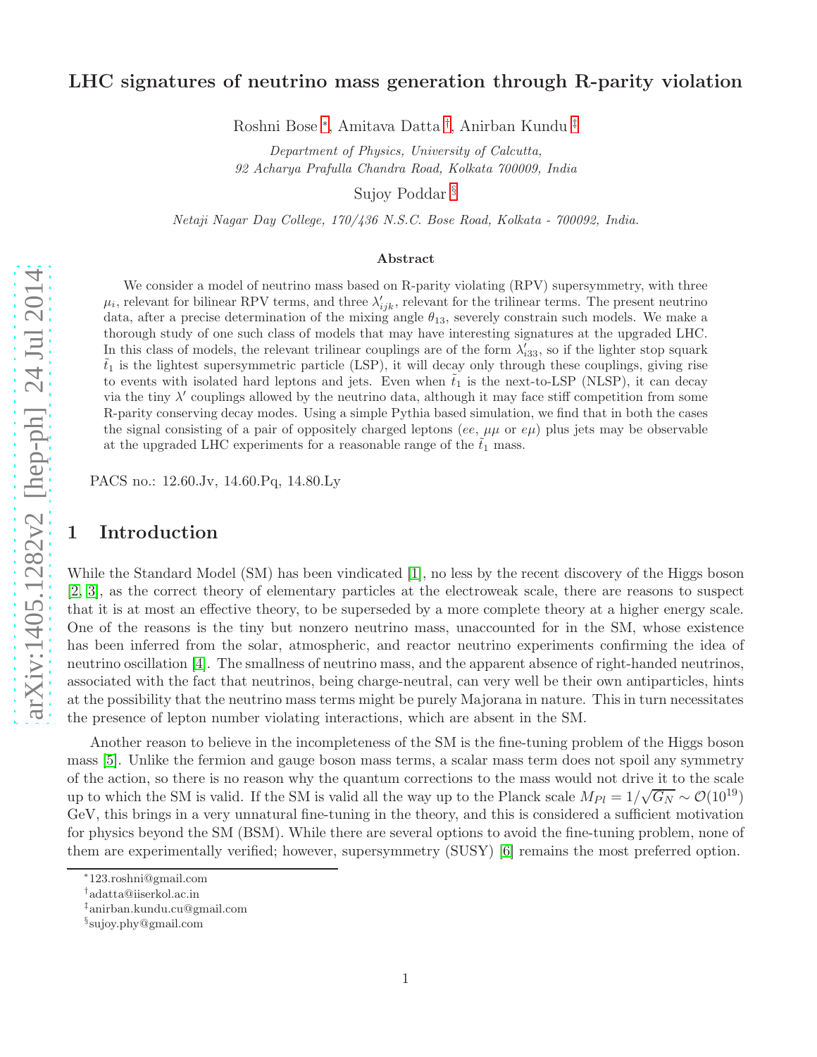# LHC signatures of neutrino mass generation through R-parity violation

Roshni Bose [*], Amitava Datta [†], Anirban Kundu [‡]

*Department of Physics, University of Calcutta,*
*92 Acharya Prafulla Chandra Road, Kolkata 700009, India*

Sujoy Poddar [§]

*Netaji Nagar Day College, 170/436 N.S.C. Bose Road, Kolkata - 700092, India.*

### Abstract

We consider a model of neutrino mass based on R-parity violating (RPV) supersymmetry, with three $\mu_i$, relevant for bilinear RPV terms, and three $\lambda'_{ijk}$, relevant for the trilinear terms. The present neutrino data, after a precise determination of the mixing angle $\theta_{13}$, severely constrain such models. We make a thorough study of one such class of models that may have interesting signatures at the upgraded LHC. In this class of models, the relevant trilinear couplings are of the form $\lambda'_{i33}$, so if the lighter stop squark $\tilde{t}_1$ is the lightest supersymmetric particle (LSP), it will decay only through these couplings, giving rise to events with isolated hard leptons and jets. Even when $\tilde{t}_1$ is the next-to-LSP (NLSP), it can decay via the tiny $\lambda'$ couplings allowed by the neutrino data, although it may face stiff competition from some R-parity conserving decay modes. Using a simple Pythia based simulation, we find that in both the cases the signal consisting of a pair of oppositely charged leptons ($ee$, $\mu\mu$ or $e\mu$) plus jets may be observable at the upgraded LHC experiments for a reasonable range of the $\tilde{t}_1$ mass.

PACS no.: 12.60.Jv, 14.60.Pq, 14.80.Ly

## 1 Introduction

While the Standard Model (SM) has been vindicated [1], no less by the recent discovery of the Higgs boson [2, 3], as the correct theory of elementary particles at the electroweak scale, there are reasons to suspect that it is at most an effective theory, to be superseded by a more complete theory at a higher energy scale. One of the reasons is the tiny but nonzero neutrino mass, unaccounted for in the SM, whose existence has been inferred from the solar, atmospheric, and reactor neutrino experiments confirming the idea of neutrino oscillation [4]. The smallness of neutrino mass, and the apparent absence of right-handed neutrinos, associated with the fact that neutrinos, being charge-neutral, can very well be their own antiparticles, hints at the possibility that the neutrino mass terms might be purely Majorana in nature. This in turn necessitates the presence of lepton number violating interactions, which are absent in the SM.

Another reason to believe in the incompleteness of the SM is the fine-tuning problem of the Higgs boson mass [5]. Unlike the fermion and gauge boson mass terms, a scalar mass term does not spoil any symmetry of the action, so there is no reason why the quantum corrections to the mass would not drive it to the scale up to which the SM is valid. If the SM is valid all the way up to the Planck scale $M_{Pl} = 1/\sqrt{G_N} \sim \mathcal{O}(10^{19})$ GeV, this brings in a very unnatural fine-tuning in the theory, and this is considered a sufficient motivation for physics beyond the SM (BSM). While there are several options to avoid the fine-tuning problem, none of them are experimentally verified; however, supersymmetry (SUSY) [6] remains the most preferred option.

---

[*] 123.roshni@gmail.com
[†] adatta@iiserkol.ac.in
[‡] anirban.kundu.cu@gmail.com
[§] sujoy.phy@gmail.com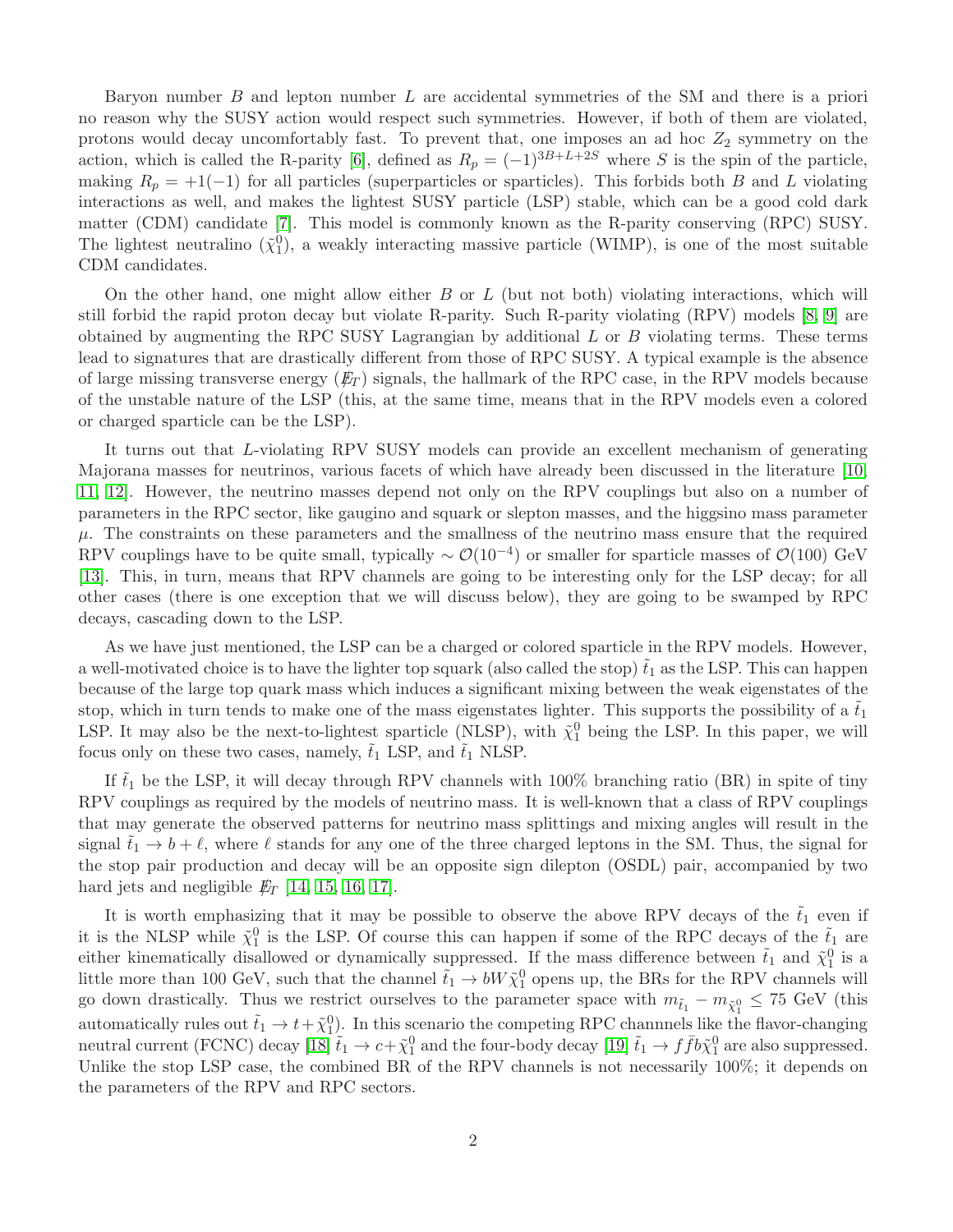Baryon number $B$ and lepton number $L$ are accidental symmetries of the SM and there is a priori no reason why the SUSY action would respect such symmetries. However, if both of them are violated, protons would decay uncomfortably fast. To prevent that, one imposes an ad hoc $Z_2$ symmetry on the action, which is called the R-parity [6], defined as $R_p = (-1)^{3B+L+2S}$ where $S$ is the spin of the particle, making $R_p = +1(-1)$ for all particles (superparticles or sparticles). This forbids both $B$ and $L$ violating interactions as well, and makes the lightest SUSY particle (LSP) stable, which can be a good cold dark matter (CDM) candidate [7]. This model is commonly known as the R-parity conserving (RPC) SUSY. The lightest neutralino ($\tilde{\chi}_1^0$), a weakly interacting massive particle (WIMP), is one of the most suitable CDM candidates.

On the other hand, one might allow either $B$ or $L$ (but not both) violating interactions, which will still forbid the rapid proton decay but violate R-parity. Such R-parity violating (RPV) models [8, 9] are obtained by augmenting the RPC SUSY Lagrangian by additional $L$ or $B$ violating terms. These terms lead to signatures that are drastically different from those of RPC SUSY. A typical example is the absence of large missing transverse energy ($\not{E}_T$) signals, the hallmark of the RPC case, in the RPV models because of the unstable nature of the LSP (this, at the same time, means that in the RPV models even a colored or charged sparticle can be the LSP).

It turns out that $L$-violating RPV SUSY models can provide an excellent mechanism of generating Majorana masses for neutrinos, various facets of which have already been discussed in the literature [10, 11, 12]. However, the neutrino masses depend not only on the RPV couplings but also on a number of parameters in the RPC sector, like gaugino and squark or slepton masses, and the higgsino mass parameter $\mu$. The constraints on these parameters and the smallness of the neutrino mass ensure that the required RPV couplings have to be quite small, typically $\sim \mathcal{O}(10^{-4})$ or smaller for sparticle masses of $\mathcal{O}(100)$ GeV [13]. This, in turn, means that RPV channels are going to be interesting only for the LSP decay; for all other cases (there is one exception that we will discuss below), they are going to be swamped by RPC decays, cascading down to the LSP.

As we have just mentioned, the LSP can be a charged or colored sparticle in the RPV models. However, a well-motivated choice is to have the lighter top squark (also called the stop) $\tilde{t}_1$ as the LSP. This can happen because of the large top quark mass which induces a significant mixing between the weak eigenstates of the stop, which in turn tends to make one of the mass eigenstates lighter. This supports the possibility of a $\tilde{t}_1$ LSP. It may also be the next-to-lightest sparticle (NLSP), with $\tilde{\chi}_1^0$ being the LSP. In this paper, we will focus only on these two cases, namely, $\tilde{t}_1$ LSP, and $\tilde{t}_1$ NLSP.

If $\tilde{t}_1$ be the LSP, it will decay through RPV channels with 100% branching ratio (BR) in spite of tiny RPV couplings as required by the models of neutrino mass. It is well-known that a class of RPV couplings that may generate the observed patterns for neutrino mass splittings and mixing angles will result in the signal $\tilde{t}_1 \to b + \ell$, where $\ell$ stands for any one of the three charged leptons in the SM. Thus, the signal for the stop pair production and decay will be an opposite sign dilepton (OSDL) pair, accompanied by two hard jets and negligible $\not{E}_T$ [14, 15, 16, 17].

It is worth emphasizing that it may be possible to observe the above RPV decays of the $\tilde{t}_1$ even if it is the NLSP while $\tilde{\chi}_1^0$ is the LSP. Of course this can happen if some of the RPC decays of the $\tilde{t}_1$ are either kinematically disallowed or dynamically suppressed. If the mass difference between $\tilde{t}_1$ and $\tilde{\chi}_1^0$ is a little more than 100 GeV, such that the channel $\tilde{t}_1 \to bW\tilde{\chi}_1^0$ opens up, the BRs for the RPV channels will go down drastically. Thus we restrict ourselves to the parameter space with $m_{\tilde{t}_1} - m_{\tilde{\chi}_1^0} \leq 75$ GeV (this automatically rules out $\tilde{t}_1 \to t + \tilde{\chi}_1^0$). In this scenario the competing RPC channnels like the flavor-changing neutral current (FCNC) decay [18] $\tilde{t}_1 \to c + \tilde{\chi}_1^0$ and the four-body decay [19] $\tilde{t}_1 \to f\bar{f}b\tilde{\chi}_1^0$ are also suppressed. Unlike the stop LSP case, the combined BR of the RPV channels is not necessarily 100%; it depends on the parameters of the RPV and RPC sectors.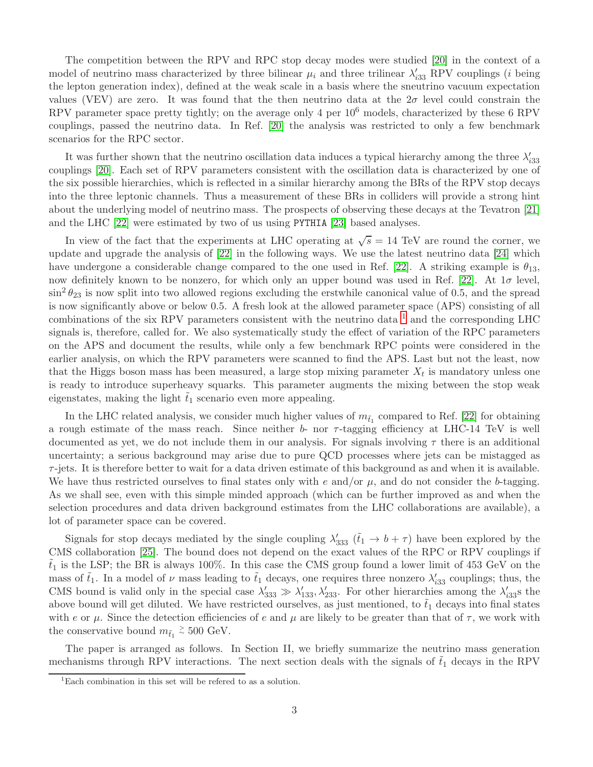The competition between the RPV and RPC stop decay modes were studied [20] in the context of a model of neutrino mass characterized by three bilinear $\mu_i$ and three trilinear $\lambda'_{i33}$ RPV couplings ($i$ being the lepton generation index), defined at the weak scale in a basis where the sneutrino vacuum expectation values (VEV) are zero. It was found that the then neutrino data at the $2\sigma$ level could constrain the RPV parameter space pretty tightly; on the average only 4 per $10^6$ models, characterized by these 6 RPV couplings, passed the neutrino data. In Ref. [20] the analysis was restricted to only a few benchmark scenarios for the RPC sector.

It was further shown that the neutrino oscillation data induces a typical hierarchy among the three $\lambda'_{i33}$ couplings [20]. Each set of RPV parameters consistent with the oscillation data is characterized by one of the six possible hierarchies, which is reflected in a similar hierarchy among the BRs of the RPV stop decays into the three leptonic channels. Thus a measurement of these BRs in colliders will provide a strong hint about the underlying model of neutrino mass. The prospects of observing these decays at the Tevatron [21] and the LHC [22] were estimated by two of us using PYTHIA [23] based analyses.

In view of the fact that the experiments at LHC operating at $\sqrt{s} = 14$ TeV are round the corner, we update and upgrade the analysis of [22] in the following ways. We use the latest neutrino data [24] which have undergone a considerable change compared to the one used in Ref. [22]. A striking example is $\theta_{13}$, now definitely known to be nonzero, for which only an upper bound was used in Ref. [22]. At $1\sigma$ level, $\sin^2\theta_{23}$ is now split into two allowed regions excluding the erstwhile canonical value of 0.5, and the spread is now significantly above or below 0.5. A fresh look at the allowed parameter space (APS) consisting of all combinations of the six RPV parameters consistent with the neutrino data [1] and the corresponding LHC signals is, therefore, called for. We also systematically study the effect of variation of the RPC parameters on the APS and document the results, while only a few benchmark RPC points were considered in the earlier analysis, on which the RPV parameters were scanned to find the APS. Last but not the least, now that the Higgs boson mass has been measured, a large stop mixing parameter $X_t$ is mandatory unless one is ready to introduce superheavy squarks. This parameter augments the mixing between the stop weak eigenstates, making the light $\tilde{t}_1$ scenario even more appealing.

In the LHC related analysis, we consider much higher values of $m_{\tilde{t}_1}$ compared to Ref. [22] for obtaining a rough estimate of the mass reach. Since neither $b$- nor $\tau$-tagging efficiency at LHC-14 TeV is well documented as yet, we do not include them in our analysis. For signals involving $\tau$ there is an additional uncertainty; a serious background may arise due to pure QCD processes where jets can be mistagged as $\tau$-jets. It is therefore better to wait for a data driven estimate of this background as and when it is available. We have thus restricted ourselves to final states only with $e$ and/or $\mu$, and do not consider the $b$-tagging. As we shall see, even with this simple minded approach (which can be further improved as and when the selection procedures and data driven background estimates from the LHC collaborations are available), a lot of parameter space can be covered.

Signals for stop decays mediated by the single coupling $\lambda'_{333}$ ($\tilde{t}_1 \to b + \tau$) have been explored by the CMS collaboration [25]. The bound does not depend on the exact values of the RPC or RPV couplings if $\tilde{t}_1$ is the LSP; the BR is always 100%. In this case the CMS group found a lower limit of 453 GeV on the mass of $\tilde{t}_1$. In a model of $\nu$ mass leading to $\tilde{t}_1$ decays, one requires three nonzero $\lambda'_{i33}$ couplings; thus, the CMS bound is valid only in the special case $\lambda'_{333} \gg \lambda'_{133}, \lambda'_{233}$. For other hierarchies among the $\lambda'_{i33}$s the above bound will get diluted. We have restricted ourselves, as just mentioned, to $\tilde{t}_1$ decays into final states with $e$ or $\mu$. Since the detection efficiencies of $e$ and $\mu$ are likely to be greater than that of $\tau$, we work with the conservative bound $m_{\tilde{t}_1} \gtrsim 500$ GeV.

The paper is arranged as follows. In Section II, we briefly summarize the neutrino mass generation mechanisms through RPV interactions. The next section deals with the signals of $\tilde{t}_1$ decays in the RPV

[1] Each combination in this set will be refered to as a solution.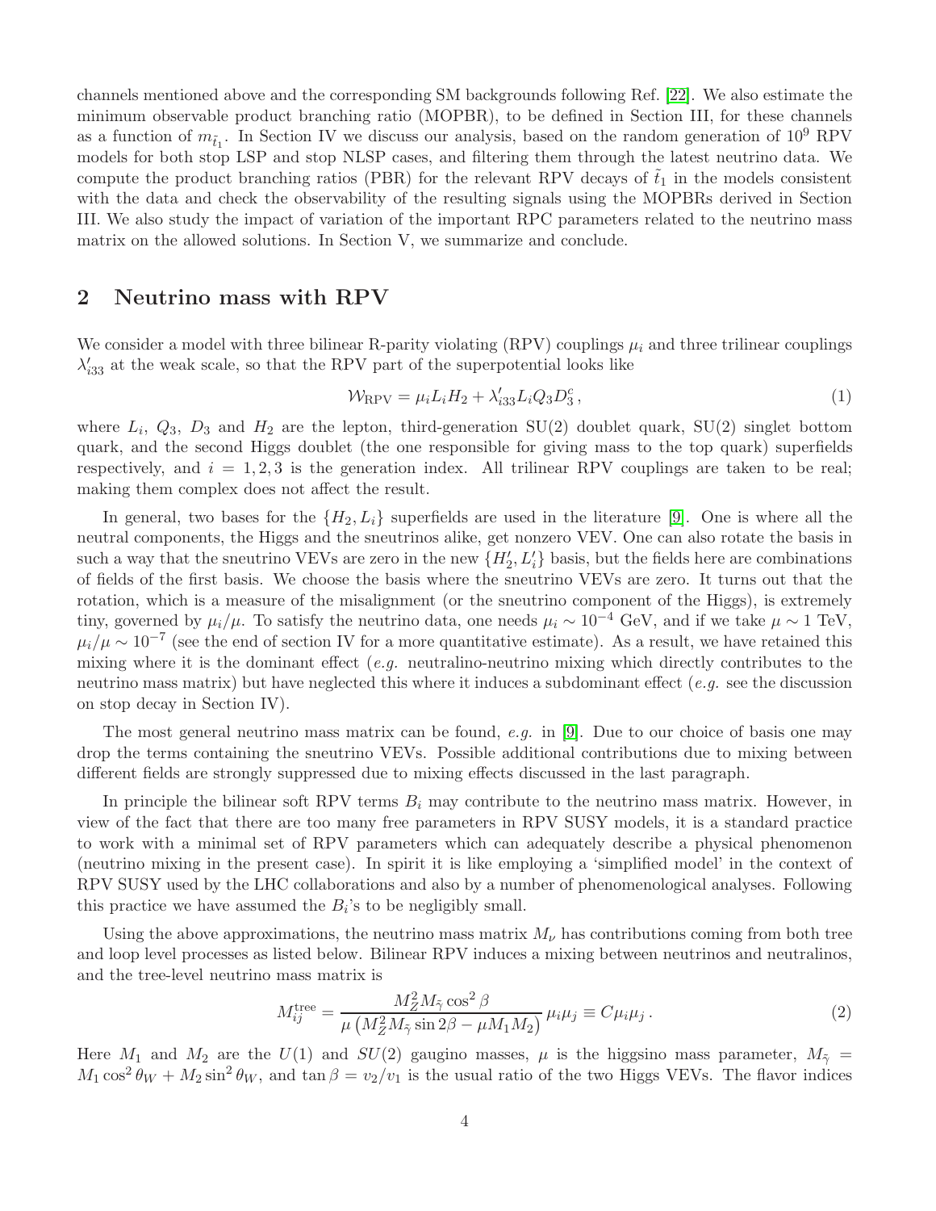channels mentioned above and the corresponding SM backgrounds following Ref. [22]. We also estimate the minimum observable product branching ratio (MOPBR), to be defined in Section III, for these channels as a function of $m_{\tilde{t}_1}$. In Section IV we discuss our analysis, based on the random generation of $10^9$ RPV models for both stop LSP and stop NLSP cases, and filtering them through the latest neutrino data. We compute the product branching ratios (PBR) for the relevant RPV decays of $\tilde{t}_1$ in the models consistent with the data and check the observability of the resulting signals using the MOPBRs derived in Section III. We also study the impact of variation of the important RPC parameters related to the neutrino mass matrix on the allowed solutions. In Section V, we summarize and conclude.

## 2 Neutrino mass with RPV

We consider a model with three bilinear R-parity violating (RPV) couplings $\mu_i$ and three trilinear couplings $\lambda'_{i33}$ at the weak scale, so that the RPV part of the superpotential looks like

$$\mathcal{W}_{\rm RPV} = \mu_i L_i H_2 + \lambda'_{i33} L_i Q_3 D_3^c \,, \tag{1}$$

where $L_i$, $Q_3$, $D_3$ and $H_2$ are the lepton, third-generation SU(2) doublet quark, SU(2) singlet bottom quark, and the second Higgs doublet (the one responsible for giving mass to the top quark) superfields respectively, and $i = 1, 2, 3$ is the generation index. All trilinear RPV couplings are taken to be real; making them complex does not affect the result.

In general, two bases for the $\{H_2, L_i\}$ superfields are used in the literature [9]. One is where all the neutral components, the Higgs and the sneutrinos alike, get nonzero VEV. One can also rotate the basis in such a way that the sneutrino VEVs are zero in the new $\{H'_2, L'_i\}$ basis, but the fields here are combinations of fields of the first basis. We choose the basis where the sneutrino VEVs are zero. It turns out that the rotation, which is a measure of the misalignment (or the sneutrino component of the Higgs), is extremely tiny, governed by $\mu_i/\mu$. To satisfy the neutrino data, one needs $\mu_i \sim 10^{-4}$ GeV, and if we take $\mu \sim 1$ TeV, $\mu_i/\mu \sim 10^{-7}$ (see the end of section IV for a more quantitative estimate). As a result, we have retained this mixing where it is the dominant effect (*e.g.* neutralino-neutrino mixing which directly contributes to the neutrino mass matrix) but have neglected this where it induces a subdominant effect (*e.g.* see the discussion on stop decay in Section IV).

The most general neutrino mass matrix can be found, *e.g.* in [9]. Due to our choice of basis one may drop the terms containing the sneutrino VEVs. Possible additional contributions due to mixing between different fields are strongly suppressed due to mixing effects discussed in the last paragraph.

In principle the bilinear soft RPV terms $B_i$ may contribute to the neutrino mass matrix. However, in view of the fact that there are too many free parameters in RPV SUSY models, it is a standard practice to work with a minimal set of RPV parameters which can adequately describe a physical phenomenon (neutrino mixing in the present case). In spirit it is like employing a 'simplified model' in the context of RPV SUSY used by the LHC collaborations and also by a number of phenomenological analyses. Following this practice we have assumed the $B_i$'s to be negligibly small.

Using the above approximations, the neutrino mass matrix $M_\nu$ has contributions coming from both tree and loop level processes as listed below. Bilinear RPV induces a mixing between neutrinos and neutralinos, and the tree-level neutrino mass matrix is

$$M_{ij}^{\rm tree} = \frac{M_Z^2 M_{\tilde{\gamma}} \cos^2\beta}{\mu \left( M_Z^2 M_{\tilde{\gamma}} \sin 2\beta - \mu M_1 M_2 \right)} \, \mu_i \mu_j \equiv C \mu_i \mu_j \,. \tag{2}$$

Here $M_1$ and $M_2$ are the $U(1)$ and $SU(2)$ gaugino masses, $\mu$ is the higgsino mass parameter, $M_{\tilde{\gamma}} = M_1 \cos^2\theta_W + M_2 \sin^2\theta_W$, and $\tan\beta = v_2/v_1$ is the usual ratio of the two Higgs VEVs. The flavor indices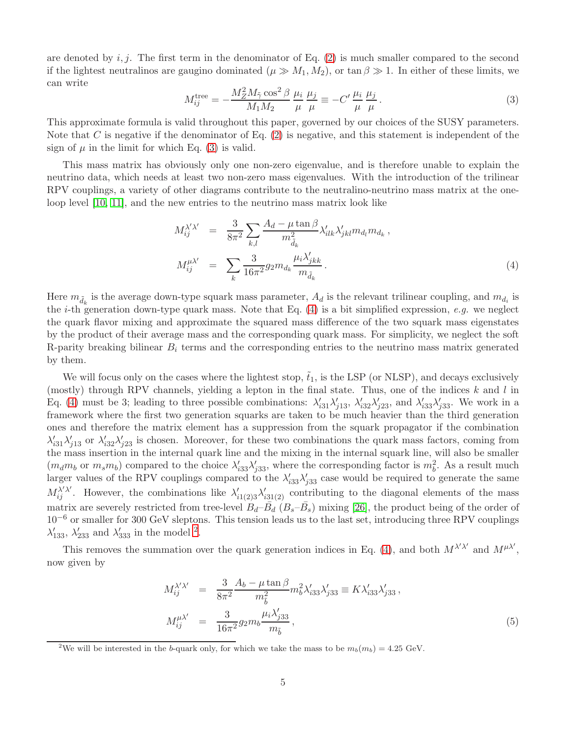are denoted by $i, j$. The first term in the denominator of Eq. (2) is much smaller compared to the second if the lightest neutralinos are gaugino dominated ($\mu \gg M_1, M_2$), or $\tan\beta \gg 1$. In either of these limits, we can write

$$M_{ij}^{\rm tree} = -\frac{M_Z^2 M_{\tilde{\gamma}} \cos^2\beta}{M_1 M_2} \frac{\mu_i}{\mu} \frac{\mu_j}{\mu} \equiv -C' \frac{\mu_i}{\mu} \frac{\mu_j}{\mu} . \tag{3}$$

This approximate formula is valid throughout this paper, governed by our choices of the SUSY parameters. Note that $C$ is negative if the denominator of Eq. (2) is negative, and this statement is independent of the sign of $\mu$ in the limit for which Eq. (3) is valid.

This mass matrix has obviously only one non-zero eigenvalue, and is therefore unable to explain the neutrino data, which needs at least two non-zero mass eigenvalues. With the introduction of the trilinear RPV couplings, a variety of other diagrams contribute to the neutralino-neutrino mass matrix at the one-loop level [10, 11], and the new entries to the neutrino mass matrix look like

$$\begin{aligned} M_{ij}^{\lambda'\lambda'} &= \frac{3}{8\pi^2} \sum_{k,l} \frac{A_d - \mu\tan\beta}{m_{\tilde{d}_k}^2} \lambda'_{ilk}\lambda'_{jkl} m_{d_l} m_{d_k} , \\ M_{ij}^{\mu\lambda'} &= \sum_k \frac{3}{16\pi^2} g_2 m_{d_k} \frac{\mu_i \lambda'_{jkk}}{m_{\tilde{d}_k}} . \end{aligned} \tag{4}$$

Here $m_{\tilde{d}_k}$ is the average down-type squark mass parameter, $A_d$ is the relevant trilinear coupling, and $m_{d_i}$ is the $i$-th generation down-type quark mass. Note that Eq. (4) is a bit simplified expression, *e.g.* we neglect the quark flavor mixing and approximate the squared mass difference of the two squark mass eigenstates by the product of their average mass and the corresponding quark mass. For simplicity, we neglect the soft R-parity breaking bilinear $B_i$ terms and the corresponding entries to the neutrino mass matrix generated by them.

We will focus only on the cases where the lightest stop, $\tilde{t}_1$, is the LSP (or NLSP), and decays exclusively (mostly) through RPV channels, yielding a lepton in the final state. Thus, one of the indices $k$ and $l$ in Eq. (4) must be 3; leading to three possible combinations: $\lambda'_{i31}\lambda'_{j13}$, $\lambda'_{i32}\lambda'_{j23}$, and $\lambda'_{i33}\lambda'_{j33}$. We work in a framework where the first two generation squarks are taken to be much heavier than the third generation ones and therefore the matrix element has a suppression from the squark propagator if the combination $\lambda'_{i31}\lambda'_{j13}$ or $\lambda'_{i32}\lambda'_{j23}$ is chosen. Moreover, for these two combinations the quark mass factors, coming from the mass insertion in the internal quark line and the mixing in the internal squark line, will also be smaller ($m_d m_b$ or $m_s m_b$) compared to the choice $\lambda'_{i33}\lambda'_{j33}$, where the corresponding factor is $m_b^2$. As a result much larger values of the RPV couplings compared to the $\lambda'_{i33}\lambda'_{j33}$ case would be required to generate the same $M_{ij}^{\lambda'\lambda'}$. However, the combinations like $\lambda'_{i1(2)3}\lambda'_{i31(2)}$ contributing to the diagonal elements of the mass matrix are severely restricted from tree-level $B_d$–$\bar{B}_d$ ($B_s$–$\bar{B}_s$) mixing [26], the product being of the order of $10^{-6}$ or smaller for 300 GeV sleptons. This tension leads us to the last set, introducing three RPV couplings $\lambda'_{133}$, $\lambda'_{233}$ and $\lambda'_{333}$ in the model [2].

This removes the summation over the quark generation indices in Eq. (4), and both $M^{\lambda'\lambda'}$ and $M^{\mu\lambda'}$, now given by

$$\begin{aligned} M_{ij}^{\lambda'\lambda'} &= \frac{3}{8\pi^2} \frac{A_b - \mu\tan\beta}{m_{\tilde{b}}^2} m_b^2 \lambda'_{i33}\lambda'_{j33} \equiv K\lambda'_{i33}\lambda'_{j33} , \\ M_{ij}^{\mu\lambda'} &= \frac{3}{16\pi^2} g_2 m_b \frac{\mu_i \lambda'_{j33}}{m_{\tilde{b}}} , \end{aligned} \tag{5}$$

[2] We will be interested in the $b$-quark only, for which we take the mass to be $m_b(m_b) = 4.25$ GeV.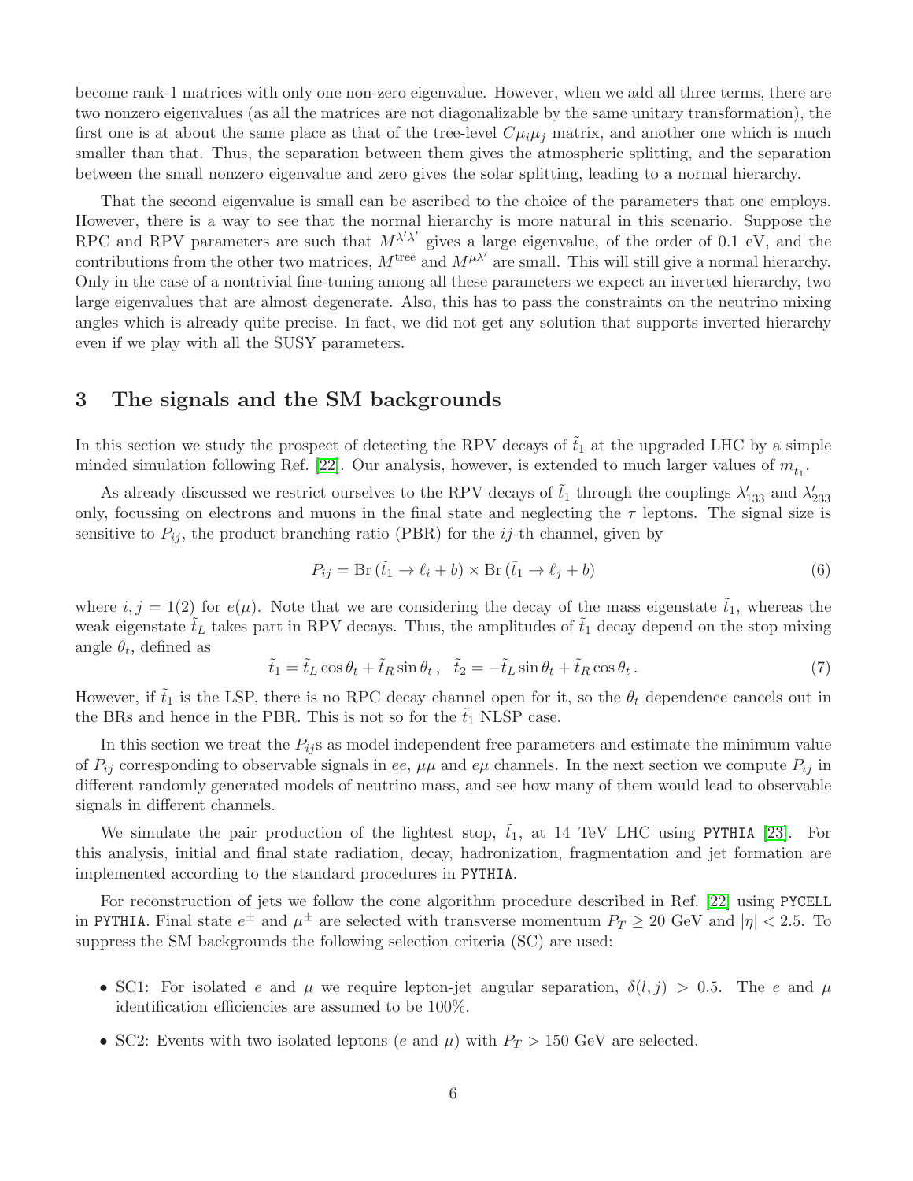become rank-1 matrices with only one non-zero eigenvalue. However, when we add all three terms, there are two nonzero eigenvalues (as all the matrices are not diagonalizable by the same unitary transformation), the first one is at about the same place as that of the tree-level $C\mu_i\mu_j$ matrix, and another one which is much smaller than that. Thus, the separation between them gives the atmospheric splitting, and the separation between the small nonzero eigenvalue and zero gives the solar splitting, leading to a normal hierarchy.

That the second eigenvalue is small can be ascribed to the choice of the parameters that one employs. However, there is a way to see that the normal hierarchy is more natural in this scenario. Suppose the RPC and RPV parameters are such that $M^{\lambda'\lambda'}$ gives a large eigenvalue, of the order of 0.1 eV, and the contributions from the other two matrices, $M^{\rm tree}$ and $M^{\mu\lambda'}$ are small. This will still give a normal hierarchy. Only in the case of a nontrivial fine-tuning among all these parameters we expect an inverted hierarchy, two large eigenvalues that are almost degenerate. Also, this has to pass the constraints on the neutrino mixing angles which is already quite precise. In fact, we did not get any solution that supports inverted hierarchy even if we play with all the SUSY parameters.

## 3 The signals and the SM backgrounds

In this section we study the prospect of detecting the RPV decays of $\tilde{t}_1$ at the upgraded LHC by a simple minded simulation following Ref. [22]. Our analysis, however, is extended to much larger values of $m_{\tilde{t}_1}$.

As already discussed we restrict ourselves to the RPV decays of $\tilde{t}_1$ through the couplings $\lambda'_{133}$ and $\lambda'_{233}$ only, focussing on electrons and muons in the final state and neglecting the $\tau$ leptons. The signal size is sensitive to $P_{ij}$, the product branching ratio (PBR) for the $ij$-th channel, given by

$$P_{ij} = {\rm Br}\,(\tilde{t}_1 \to \ell_i + b) \times {\rm Br}\,(\tilde{t}_1 \to \ell_j + b) \tag{6}$$

where $i, j = 1(2)$ for $e(\mu)$. Note that we are considering the decay of the mass eigenstate $\tilde{t}_1$, whereas the weak eigenstate $\tilde{t}_L$ takes part in RPV decays. Thus, the amplitudes of $\tilde{t}_1$ decay depend on the stop mixing angle $\theta_t$, defined as

$$\tilde{t}_1 = \tilde{t}_L \cos\theta_t + \tilde{t}_R \sin\theta_t\,, \quad \tilde{t}_2 = -\tilde{t}_L \sin\theta_t + \tilde{t}_R \cos\theta_t\,. \tag{7}$$

However, if $\tilde{t}_1$ is the LSP, there is no RPC decay channel open for it, so the $\theta_t$ dependence cancels out in the BRs and hence in the PBR. This is not so for the $\tilde{t}_1$ NLSP case.

In this section we treat the $P_{ij}$s as model independent free parameters and estimate the minimum value of $P_{ij}$ corresponding to observable signals in $ee$, $\mu\mu$ and $e\mu$ channels. In the next section we compute $P_{ij}$ in different randomly generated models of neutrino mass, and see how many of them would lead to observable signals in different channels.

We simulate the pair production of the lightest stop, $\tilde{t}_1$, at 14 TeV LHC using `PYTHIA` [23]. For this analysis, initial and final state radiation, decay, hadronization, fragmentation and jet formation are implemented according to the standard procedures in `PYTHIA`.

For reconstruction of jets we follow the cone algorithm procedure described in Ref. [22] using `PYCELL` in `PYTHIA`. Final state $e^{\pm}$ and $\mu^{\pm}$ are selected with transverse momentum $P_T \geq 20$ GeV and $|\eta| < 2.5$. To suppress the SM backgrounds the following selection criteria (SC) are used:

- SC1: For isolated $e$ and $\mu$ we require lepton-jet angular separation, $\delta(l,j) > 0.5$. The $e$ and $\mu$ identification efficiencies are assumed to be 100%.
- SC2: Events with two isolated leptons ($e$ and $\mu$) with $P_T > 150$ GeV are selected.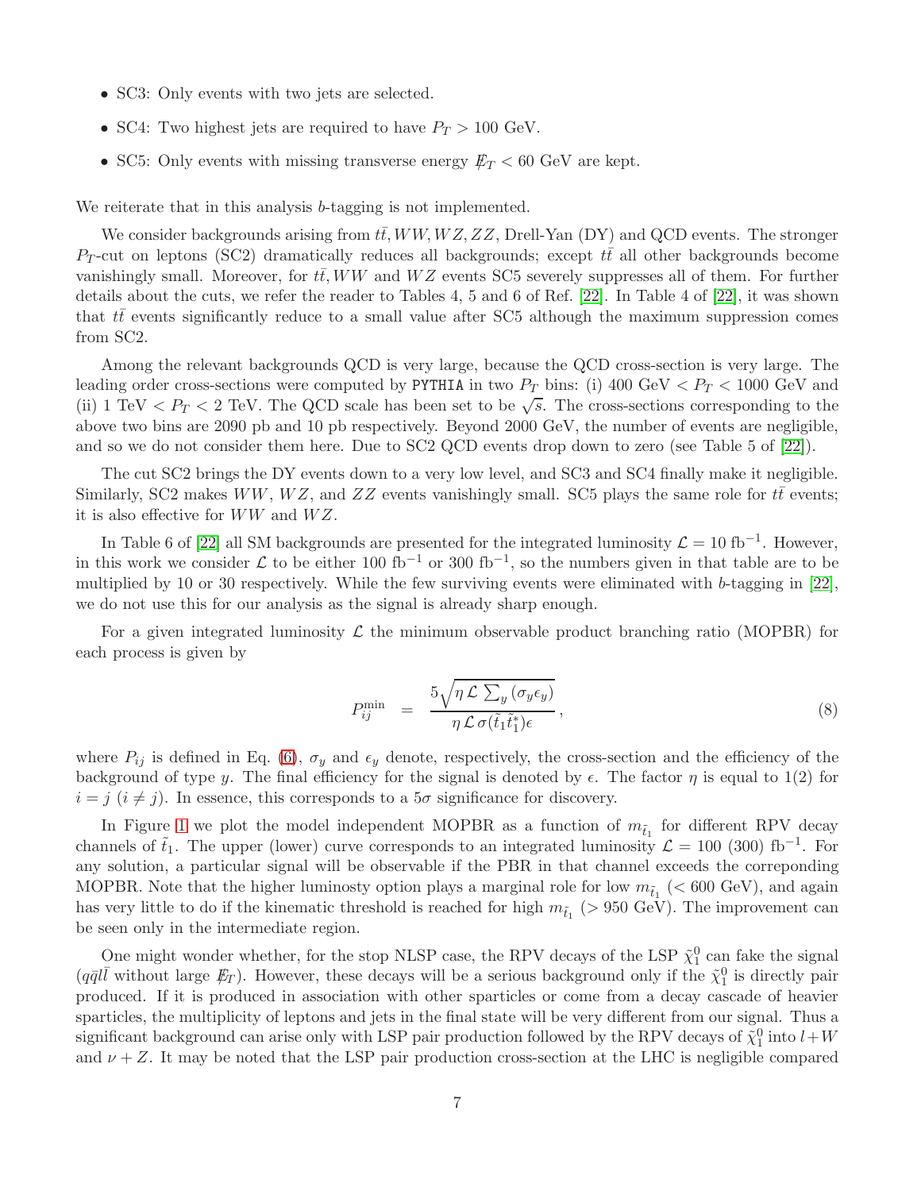- SC3: Only events with two jets are selected.
- SC4: Two highest jets are required to have $P_T > 100$ GeV.
- SC5: Only events with missing transverse energy $\not{E}_T < 60$ GeV are kept.

We reiterate that in this analysis $b$-tagging is not implemented.

We consider backgrounds arising from $t\bar{t}, WW, WZ, ZZ$, Drell-Yan (DY) and QCD events. The stronger $P_T$-cut on leptons (SC2) dramatically reduces all backgrounds; except $t\bar{t}$ all other backgrounds become vanishingly small. Moreover, for $t\bar{t}, WW$ and $WZ$ events SC5 severely suppresses all of them. For further details about the cuts, we refer the reader to Tables 4, 5 and 6 of Ref. [22]. In Table 4 of [22], it was shown that $t\bar{t}$ events significantly reduce to a small value after SC5 although the maximum suppression comes from SC2.

Among the relevant backgrounds QCD is very large, because the QCD cross-section is very large. The leading order cross-sections were computed by PYTHIA in two $P_T$ bins: (i) 400 GeV $< P_T <$ 1000 GeV and (ii) 1 TeV $< P_T <$ 2 TeV. The QCD scale has been set to be $\sqrt{s}$. The cross-sections corresponding to the above two bins are 2090 pb and 10 pb respectively. Beyond 2000 GeV, the number of events are negligible, and so we do not consider them here. Due to SC2 QCD events drop down to zero (see Table 5 of [22]).

The cut SC2 brings the DY events down to a very low level, and SC3 and SC4 finally make it negligible. Similarly, SC2 makes $WW$, $WZ$, and $ZZ$ events vanishingly small. SC5 plays the same role for $t\bar{t}$ events; it is also effective for $WW$ and $WZ$.

In Table 6 of [22] all SM backgrounds are presented for the integrated luminosity $\mathcal{L} = 10$ fb$^{-1}$. However, in this work we consider $\mathcal{L}$ to be either 100 fb$^{-1}$ or 300 fb$^{-1}$, so the numbers given in that table are to be multiplied by 10 or 30 respectively. While the few surviving events were eliminated with $b$-tagging in [22], we do not use this for our analysis as the signal is already sharp enough.

For a given integrated luminosity $\mathcal{L}$ the minimum observable product branching ratio (MOPBR) for each process is given by

$$P_{ij}^{\rm min} = \frac{5\sqrt{\eta\,\mathcal{L}\,\sum_y (\sigma_y \epsilon_y)}}{\eta\,\mathcal{L}\,\sigma(\tilde{t}_1\tilde{t}_1^*)\epsilon}, \tag{8}$$

where $P_{ij}$ is defined in Eq. (6), $\sigma_y$ and $\epsilon_y$ denote, respectively, the cross-section and the efficiency of the background of type $y$. The final efficiency for the signal is denoted by $\epsilon$. The factor $\eta$ is equal to 1(2) for $i = j$ ($i \neq j$). In essence, this corresponds to a $5\sigma$ significance for discovery.

In Figure 1 we plot the model independent MOPBR as a function of $m_{\tilde{t}_1}$ for different RPV decay channels of $\tilde{t}_1$. The upper (lower) curve corresponds to an integrated luminosity $\mathcal{L} = 100$ (300) fb$^{-1}$. For any solution, a particular signal will be observable if the PBR in that channel exceeds the correponding MOPBR. Note that the higher luminosty option plays a marginal role for low $m_{\tilde{t}_1}$ ($<$ 600 GeV), and again has very little to do if the kinematic threshold is reached for high $m_{\tilde{t}_1}$ ($>$ 950 GeV). The improvement can be seen only in the intermediate region.

One might wonder whether, for the stop NLSP case, the RPV decays of the LSP $\tilde{\chi}_1^0$ can fake the signal ($q\bar{q}l\bar{l}$ without large $\not{E}_T$). However, these decays will be a serious background only if the $\tilde{\chi}_1^0$ is directly pair produced. If it is produced in association with other sparticles or come from a decay cascade of heavier sparticles, the multiplicity of leptons and jets in the final state will be very different from our signal. Thus a significant background can arise only with LSP pair production followed by the RPV decays of $\tilde{\chi}_1^0$ into $l+W$ and $\nu + Z$. It may be noted that the LSP pair production cross-section at the LHC is negligible compared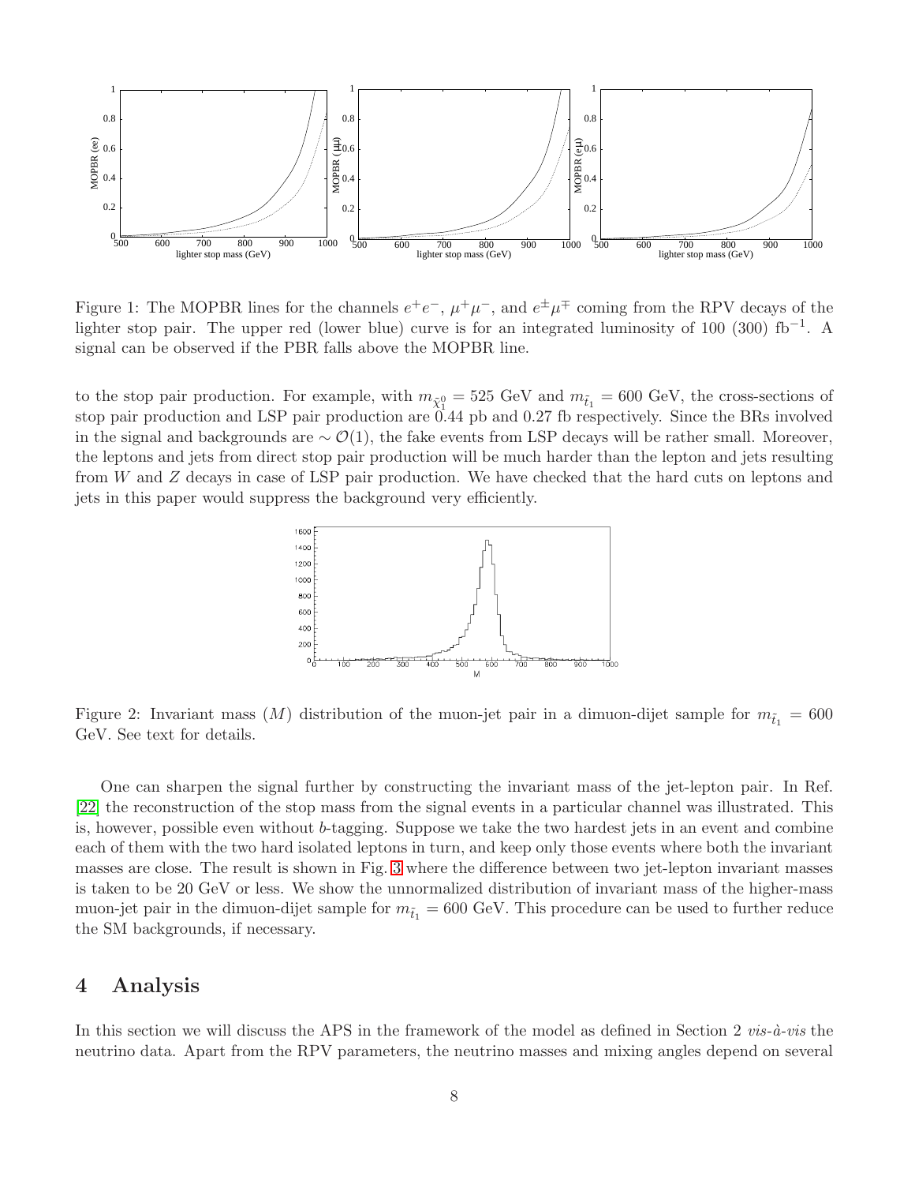Figure 1: The MOPBR lines for the channels $e^+e^-$, $\mu^+\mu^-$, and $e^\pm\mu^\mp$ coming from the RPV decays of the lighter stop pair. The upper red (lower blue) curve is for an integrated luminosity of 100 (300) fb$^{-1}$. A signal can be observed if the PBR falls above the MOPBR line.

to the stop pair production. For example, with $m_{\tilde{\chi}_1^0} = 525$ GeV and $m_{\tilde{t}_1} = 600$ GeV, the cross-sections of stop pair production and LSP pair production are 0.44 pb and 0.27 fb respectively. Since the BRs involved in the signal and backgrounds are $\sim \mathcal{O}(1)$, the fake events from LSP decays will be rather small. Moreover, the leptons and jets from direct stop pair production will be much harder than the lepton and jets resulting from $W$ and $Z$ decays in case of LSP pair production. We have checked that the hard cuts on leptons and jets in this paper would suppress the background very efficiently.

Figure 2: Invariant mass ($M$) distribution of the muon-jet pair in a dimuon-dijet sample for $m_{\tilde{t}_1} = 600$ GeV. See text for details.

One can sharpen the signal further by constructing the invariant mass of the jet-lepton pair. In Ref. [22] the reconstruction of the stop mass from the signal events in a particular channel was illustrated. This is, however, possible even without $b$-tagging. Suppose we take the two hardest jets in an event and combine each of them with the two hard isolated leptons in turn, and keep only those events where both the invariant masses are close. The result is shown in Fig. 3 where the difference between two jet-lepton invariant masses is taken to be 20 GeV or less. We show the unnormalized distribution of invariant mass of the higher-mass muon-jet pair in the dimuon-dijet sample for $m_{\tilde{t}_1} = 600$ GeV. This procedure can be used to further reduce the SM backgrounds, if necessary.

## 4 Analysis

In this section we will discuss the APS in the framework of the model as defined in Section 2 *vis-à-vis* the neutrino data. Apart from the RPV parameters, the neutrino masses and mixing angles depend on several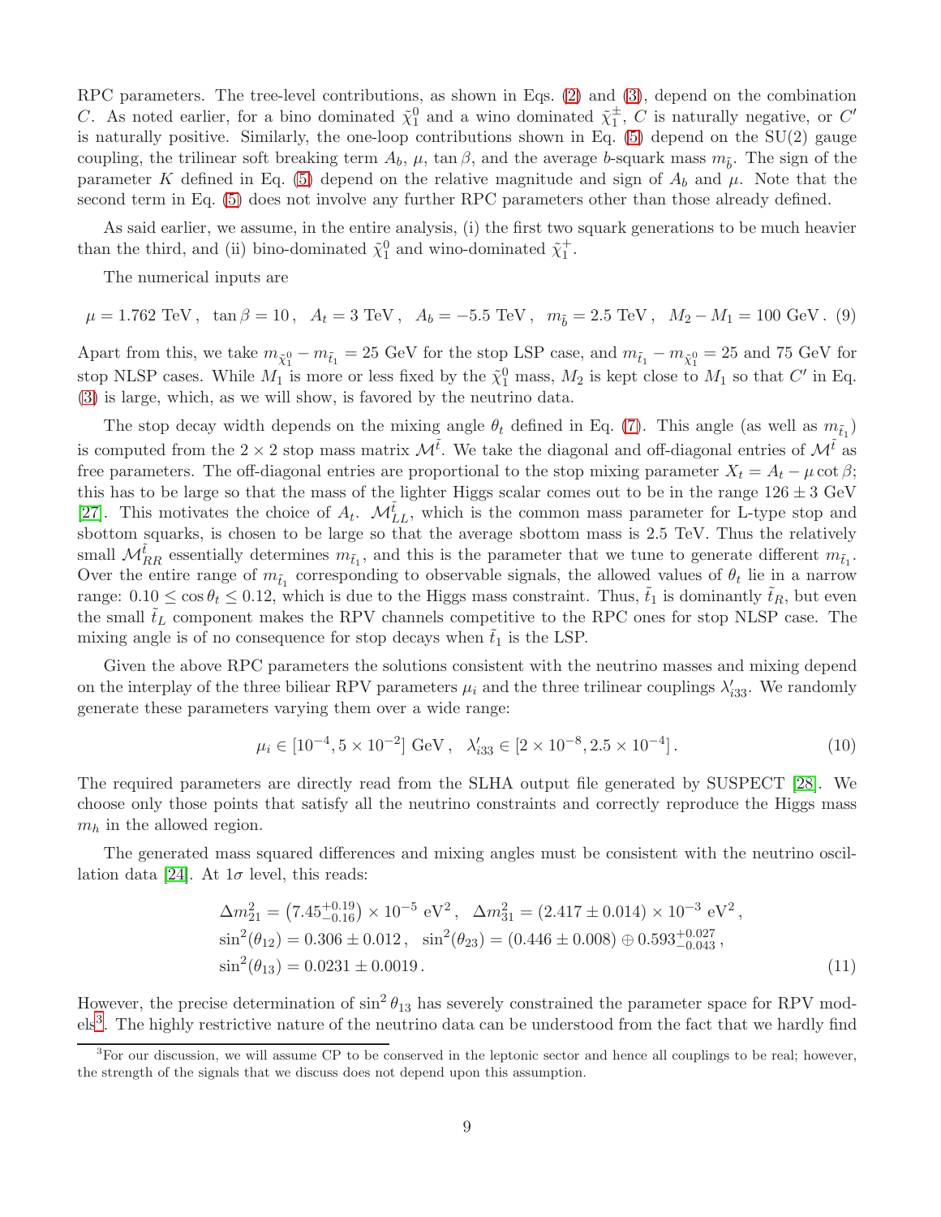RPC parameters. The tree-level contributions, as shown in Eqs. (2) and (3), depend on the combination $C$. As noted earlier, for a bino dominated $\tilde{\chi}_1^0$ and a wino dominated $\tilde{\chi}_1^\pm$, $C$ is naturally negative, or $C'$ is naturally positive. Similarly, the one-loop contributions shown in Eq. (5) depend on the SU(2) gauge coupling, the trilinear soft breaking term $A_b$, $\mu$, $\tan\beta$, and the average $b$-squark mass $m_{\tilde{b}}$. The sign of the parameter $K$ defined in Eq. (5) depend on the relative magnitude and sign of $A_b$ and $\mu$. Note that the second term in Eq. (5) does not involve any further RPC parameters other than those already defined.

As said earlier, we assume, in the entire analysis, (i) the first two squark generations to be much heavier than the third, and (ii) bino-dominated $\tilde{\chi}_1^0$ and wino-dominated $\tilde{\chi}_1^+$.

The numerical inputs are

$$\mu = 1.762 \text{ TeV}\,, \quad \tan\beta = 10\,, \quad A_t = 3 \text{ TeV}\,, \quad A_b = -5.5 \text{ TeV}\,, \quad m_{\tilde{b}} = 2.5 \text{ TeV}\,, \quad M_2 - M_1 = 100 \text{ GeV}\,. \quad (9)$$

Apart from this, we take $m_{\tilde{\chi}_1^0} - m_{\tilde{t}_1} = 25$ GeV for the stop LSP case, and $m_{\tilde{t}_1} - m_{\tilde{\chi}_1^0} = 25$ and 75 GeV for stop NLSP cases. While $M_1$ is more or less fixed by the $\tilde{\chi}_1^0$ mass, $M_2$ is kept close to $M_1$ so that $C'$ in Eq. (3) is large, which, as we will show, is favored by the neutrino data.

The stop decay width depends on the mixing angle $\theta_t$ defined in Eq. (7). This angle (as well as $m_{\tilde{t}_1}$) is computed from the $2 \times 2$ stop mass matrix $\mathcal{M}^{\tilde{t}}$. We take the diagonal and off-diagonal entries of $\mathcal{M}^{\tilde{t}}$ as free parameters. The off-diagonal entries are proportional to the stop mixing parameter $X_t = A_t - \mu \cot\beta$; this has to be large so that the mass of the lighter Higgs scalar comes out to be in the range $126 \pm 3$ GeV [27]. This motivates the choice of $A_t$. $\mathcal{M}^{\tilde{t}}_{LL}$, which is the common mass parameter for L-type stop and sbottom squarks, is chosen to be large so that the average sbottom mass is 2.5 TeV. Thus the relatively small $\mathcal{M}^{\tilde{t}}_{RR}$ essentially determines $m_{\tilde{t}_1}$, and this is the parameter that we tune to generate different $m_{\tilde{t}_1}$. Over the entire range of $m_{\tilde{t}_1}$ corresponding to observable signals, the allowed values of $\theta_t$ lie in a narrow range: $0.10 \leq \cos\theta_t \leq 0.12$, which is due to the Higgs mass constraint. Thus, $\tilde{t}_1$ is dominantly $\tilde{t}_R$, but even the small $\tilde{t}_L$ component makes the RPV channels competitive to the RPC ones for stop NLSP case. The mixing angle is of no consequence for stop decays when $\tilde{t}_1$ is the LSP.

Given the above RPC parameters the solutions consistent with the neutrino masses and mixing depend on the interplay of the three bilear RPV parameters $\mu_i$ and the three trilinear couplings $\lambda'_{i33}$. We randomly generate these parameters varying them over a wide range:

$$\mu_i \in [10^{-4}, 5 \times 10^{-2}] \text{ GeV}\,, \quad \lambda'_{i33} \in [2 \times 10^{-8}, 2.5 \times 10^{-4}]\,. \quad (10)$$

The required parameters are directly read from the SLHA output file generated by SUSPECT [28]. We choose only those points that satisfy all the neutrino constraints and correctly reproduce the Higgs mass $m_h$ in the allowed region.

The generated mass squared differences and mixing angles must be consistent with the neutrino oscillation data [24]. At $1\sigma$ level, this reads:

$$\begin{aligned}
&\Delta m^2_{21} = \left(7.45^{+0.19}_{-0.16}\right) \times 10^{-5} \text{ eV}^2\,, \quad \Delta m^2_{31} = (2.417 \pm 0.014) \times 10^{-3} \text{ eV}^2\,, \\
&\sin^2(\theta_{12}) = 0.306 \pm 0.012\,, \quad \sin^2(\theta_{23}) = (0.446 \pm 0.008) \oplus 0.593^{+0.027}_{-0.043}\,, \\
&\sin^2(\theta_{13}) = 0.0231 \pm 0.0019\,.
\end{aligned} \quad (11)$$

However, the precise determination of $\sin^2\theta_{13}$ has severely constrained the parameter space for RPV models[3]. The highly restrictive nature of the neutrino data can be understood from the fact that we hardly find

[3] For our discussion, we will assume CP to be conserved in the leptonic sector and hence all couplings to be real; however, the strength of the signals that we discuss does not depend upon this assumption.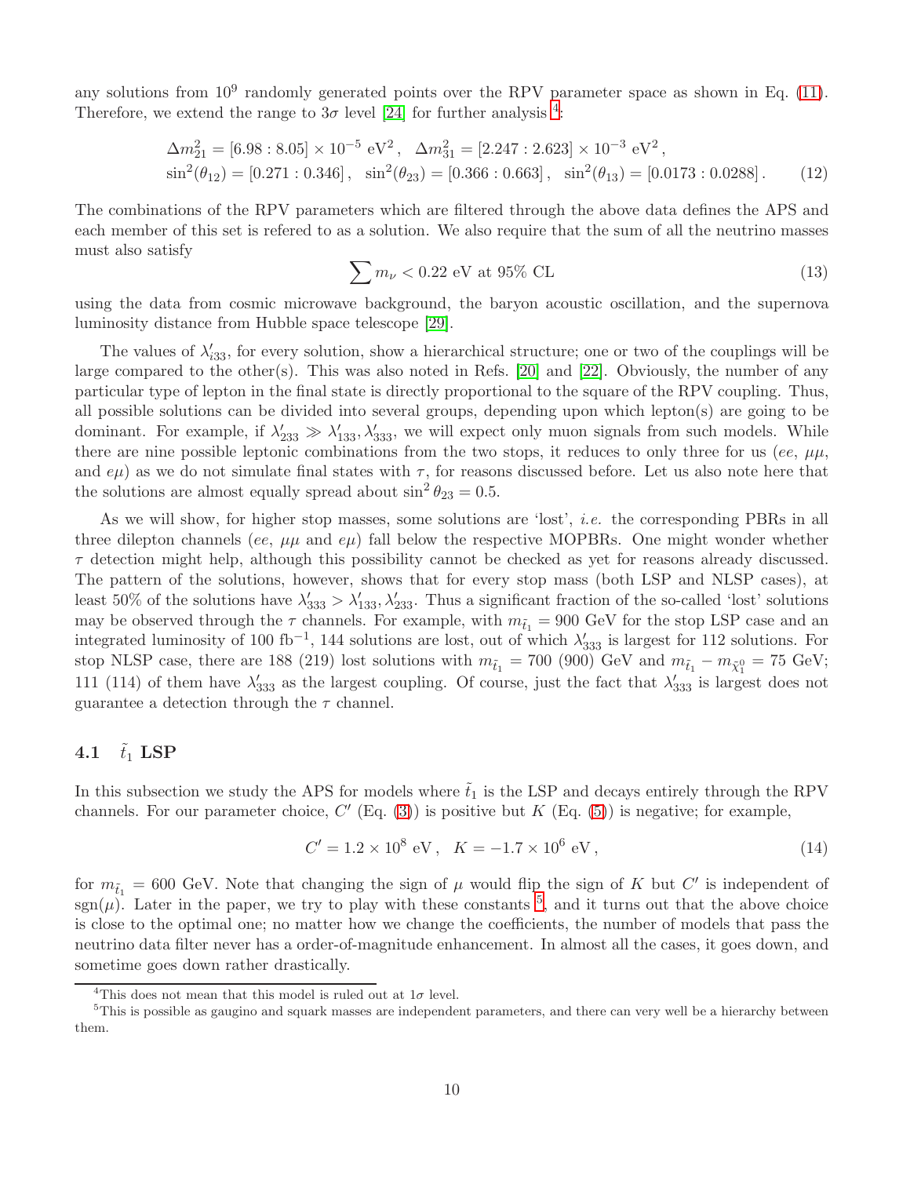any solutions from $10^9$ randomly generated points over the RPV parameter space as shown in Eq. (11). Therefore, we extend the range to $3\sigma$ level [24] for further analysis [4]:

$$
\begin{aligned}
&\Delta m^2_{21} = [6.98 : 8.05] \times 10^{-5}\ \text{eV}^2\,, \quad \Delta m^2_{31} = [2.247 : 2.623] \times 10^{-3}\ \text{eV}^2\,, \\
&\sin^2(\theta_{12}) = [0.271 : 0.346]\,, \quad \sin^2(\theta_{23}) = [0.366 : 0.663]\,, \quad \sin^2(\theta_{13}) = [0.0173 : 0.0288]\,.
\end{aligned} \tag{12}
$$

The combinations of the RPV parameters which are filtered through the above data defines the APS and each member of this set is refered to as a solution. We also require that the sum of all the neutrino masses must also satisfy

$$
\sum m_\nu < 0.22\ \text{eV at 95\% CL} \tag{13}
$$

using the data from cosmic microwave background, the baryon acoustic oscillation, and the supernova luminosity distance from Hubble space telescope [29].

The values of $\lambda'_{i33}$, for every solution, show a hierarchical structure; one or two of the couplings will be large compared to the other(s). This was also noted in Refs. [20] and [22]. Obviously, the number of any particular type of lepton in the final state is directly proportional to the square of the RPV coupling. Thus, all possible solutions can be divided into several groups, depending upon which lepton(s) are going to be dominant. For example, if $\lambda'_{233} \gg \lambda'_{133}, \lambda'_{333}$, we will expect only muon signals from such models. While there are nine possible leptonic combinations from the two stops, it reduces to only three for us ($ee$, $\mu\mu$, and $e\mu$) as we do not simulate final states with $\tau$, for reasons discussed before. Let us also note here that the solutions are almost equally spread about $\sin^2\theta_{23} = 0.5$.

As we will show, for higher stop masses, some solutions are 'lost', *i.e.* the corresponding PBRs in all three dilepton channels ($ee$, $\mu\mu$ and $e\mu$) fall below the respective MOPBRs. One might wonder whether $\tau$ detection might help, although this possibility cannot be checked as yet for reasons already discussed. The pattern of the solutions, however, shows that for every stop mass (both LSP and NLSP cases), at least 50% of the solutions have $\lambda'_{333} > \lambda'_{133}, \lambda'_{233}$. Thus a significant fraction of the so-called 'lost' solutions may be observed through the $\tau$ channels. For example, with $m_{\tilde{t}_1} = 900$ GeV for the stop LSP case and an integrated luminosity of 100 fb$^{-1}$, 144 solutions are lost, out of which $\lambda'_{333}$ is largest for 112 solutions. For stop NLSP case, there are 188 (219) lost solutions with $m_{\tilde{t}_1} = 700$ (900) GeV and $m_{\tilde{t}_1} - m_{\tilde{\chi}^0_1} = 75$ GeV; 111 (114) of them have $\lambda'_{333}$ as the largest coupling. Of course, just the fact that $\lambda'_{333}$ is largest does not guarantee a detection through the $\tau$ channel.

## 4.1 $\tilde{t}_1$ LSP

In this subsection we study the APS for models where $\tilde{t}_1$ is the LSP and decays entirely through the RPV channels. For our parameter choice, $C'$ (Eq. (3)) is positive but $K$ (Eq. (5)) is negative; for example,

$$
C' = 1.2 \times 10^8\ \text{eV}\,, \quad K = -1.7 \times 10^6\ \text{eV}\,, \tag{14}
$$

for $m_{\tilde{t}_1} = 600$ GeV. Note that changing the sign of $\mu$ would flip the sign of $K$ but $C'$ is independent of sgn($\mu$). Later in the paper, we try to play with these constants [5], and it turns out that the above choice is close to the optimal one; no matter how we change the coefficients, the number of models that pass the neutrino data filter never has a order-of-magnitude enhancement. In almost all the cases, it goes down, and sometime goes down rather drastically.

---

[4] This does not mean that this model is ruled out at $1\sigma$ level.

[5] This is possible as gaugino and squark masses are independent parameters, and there can very well be a hierarchy between them.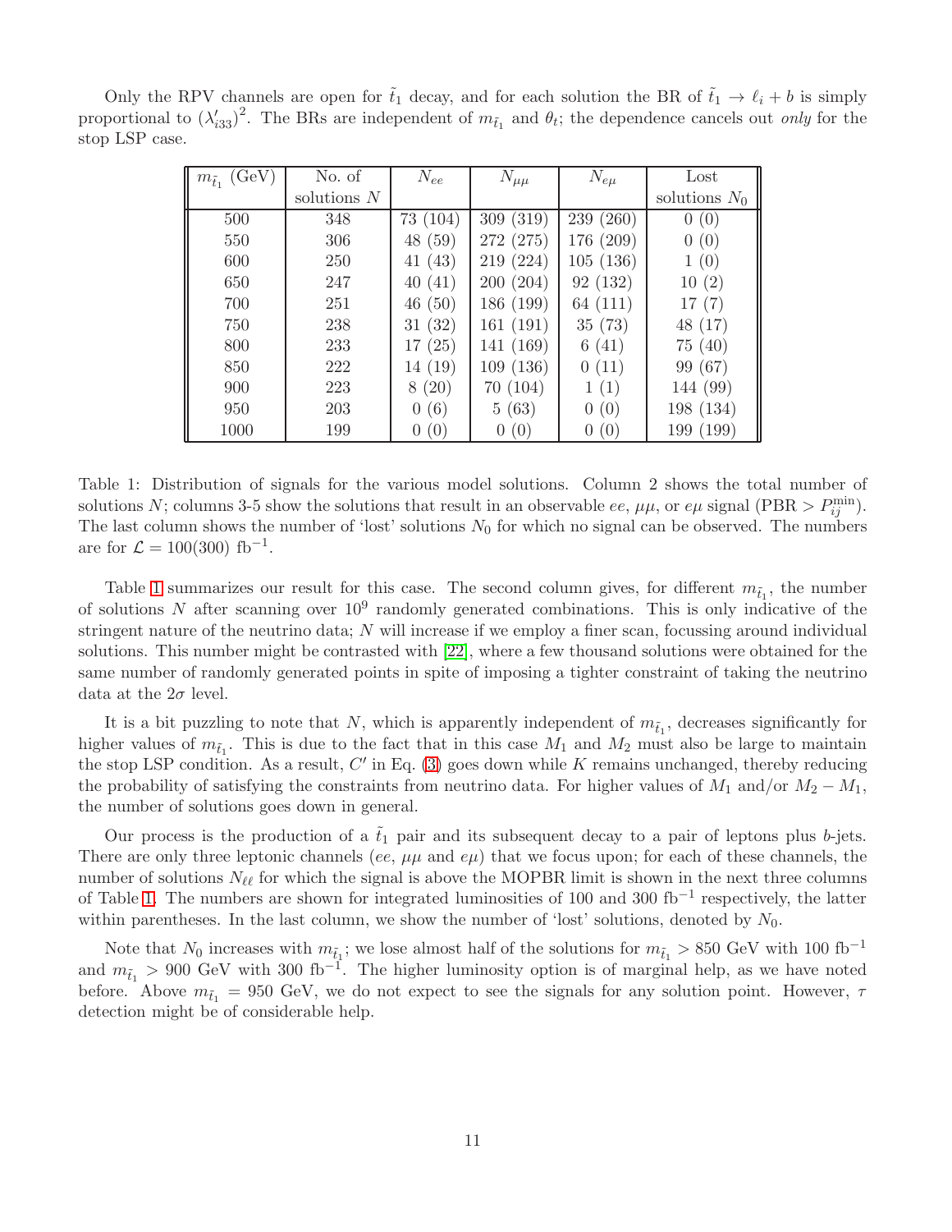Only the RPV channels are open for $\tilde{t}_1$ decay, and for each solution the BR of $\tilde{t}_1 \to \ell_i + b$ is simply proportional to $(\lambda'_{i33})^2$. The BRs are independent of $m_{\tilde{t}_1}$ and $\theta_t$; the dependence cancels out *only* for the stop LSP case.

| $m_{\tilde{t}_1}$ (GeV) | No. of solutions $N$ | $N_{ee}$ | $N_{\mu\mu}$ | $N_{e\mu}$ | Lost solutions $N_0$ |
|---|---|---|---|---|---|
| 500 | 348 | 73 (104) | 309 (319) | 239 (260) | 0 (0) |
| 550 | 306 | 48 (59) | 272 (275) | 176 (209) | 0 (0) |
| 600 | 250 | 41 (43) | 219 (224) | 105 (136) | 1 (0) |
| 650 | 247 | 40 (41) | 200 (204) | 92 (132) | 10 (2) |
| 700 | 251 | 46 (50) | 186 (199) | 64 (111) | 17 (7) |
| 750 | 238 | 31 (32) | 161 (191) | 35 (73) | 48 (17) |
| 800 | 233 | 17 (25) | 141 (169) | 6 (41) | 75 (40) |
| 850 | 222 | 14 (19) | 109 (136) | 0 (11) | 99 (67) |
| 900 | 223 | 8 (20) | 70 (104) | 1 (1) | 144 (99) |
| 950 | 203 | 0 (6) | 5 (63) | 0 (0) | 198 (134) |
| 1000 | 199 | 0 (0) | 0 (0) | 0 (0) | 199 (199) |

Table 1: Distribution of signals for the various model solutions. Column 2 shows the total number of solutions $N$; columns 3-5 show the solutions that result in an observable $ee$, $\mu\mu$, or $e\mu$ signal (PBR $> P_{ij}^{\rm min}$). The last column shows the number of 'lost' solutions $N_0$ for which no signal can be observed. The numbers are for $\mathcal{L} = 100(300)$ fb$^{-1}$.

Table 1 summarizes our result for this case. The second column gives, for different $m_{\tilde{t}_1}$, the number of solutions $N$ after scanning over $10^9$ randomly generated combinations. This is only indicative of the stringent nature of the neutrino data; $N$ will increase if we employ a finer scan, focussing around individual solutions. This number might be contrasted with [22], where a few thousand solutions were obtained for the same number of randomly generated points in spite of imposing a tighter constraint of taking the neutrino data at the $2\sigma$ level.

It is a bit puzzling to note that $N$, which is apparently independent of $m_{\tilde{t}_1}$, decreases significantly for higher values of $m_{\tilde{t}_1}$. This is due to the fact that in this case $M_1$ and $M_2$ must also be large to maintain the stop LSP condition. As a result, $C'$ in Eq. (3) goes down while $K$ remains unchanged, thereby reducing the probability of satisfying the constraints from neutrino data. For higher values of $M_1$ and/or $M_2 - M_1$, the number of solutions goes down in general.

Our process is the production of a $\tilde{t}_1$ pair and its subsequent decay to a pair of leptons plus $b$-jets. There are only three leptonic channels ($ee$, $\mu\mu$ and $e\mu$) that we focus upon; for each of these channels, the number of solutions $N_{\ell\ell}$ for which the signal is above the MOPBR limit is shown in the next three columns of Table 1. The numbers are shown for integrated luminosities of 100 and 300 fb$^{-1}$ respectively, the latter within parentheses. In the last column, we show the number of 'lost' solutions, denoted by $N_0$.

Note that $N_0$ increases with $m_{\tilde{t}_1}$; we lose almost half of the solutions for $m_{\tilde{t}_1} > 850$ GeV with 100 fb$^{-1}$ and $m_{\tilde{t}_1} > 900$ GeV with 300 fb$^{-1}$. The higher luminosity option is of marginal help, as we have noted before. Above $m_{\tilde{t}_1} = 950$ GeV, we do not expect to see the signals for any solution point. However, $\tau$ detection might be of considerable help.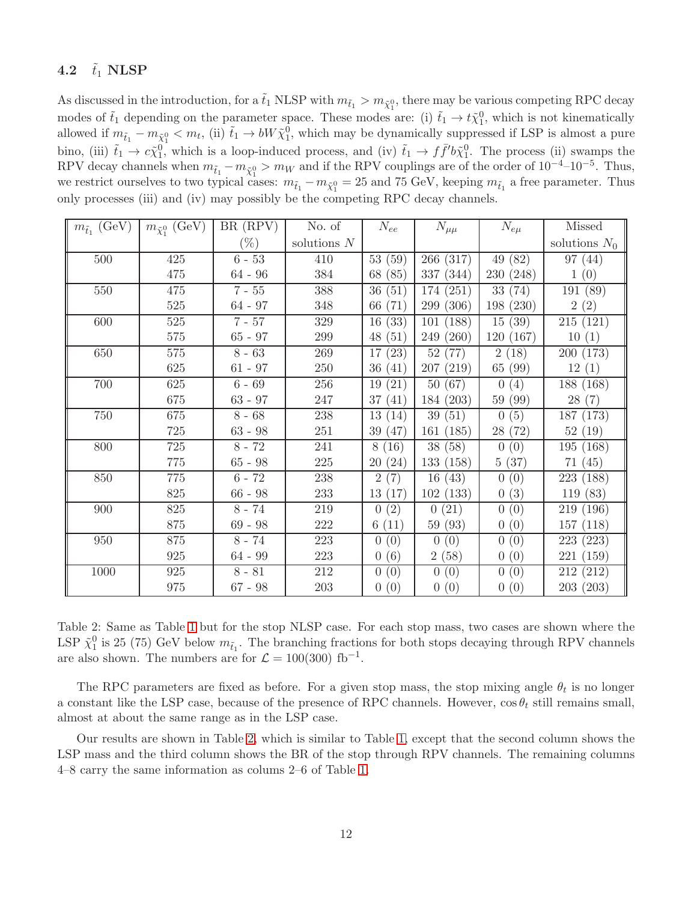### 4.2 $\tilde{t}_1$ NLSP

As discussed in the introduction, for a $\tilde{t}_1$ NLSP with $m_{\tilde{t}_1} > m_{\tilde{\chi}_1^0}$, there may be various competing RPC decay modes of $\tilde{t}_1$ depending on the parameter space. These modes are: (i) $\tilde{t}_1 \to t\tilde{\chi}_1^0$, which is not kinematically allowed if $m_{\tilde{t}_1} - m_{\tilde{\chi}_1^0} < m_t$, (ii) $\tilde{t}_1 \to bW\tilde{\chi}_1^0$, which may be dynamically suppressed if LSP is almost a pure bino, (iii) $\tilde{t}_1 \to c\tilde{\chi}_1^0$, which is a loop-induced process, and (iv) $\tilde{t}_1 \to f\bar{f}'b\tilde{\chi}_1^0$. The process (ii) swamps the RPV decay channels when $m_{\tilde{t}_1} - m_{\tilde{\chi}_1^0} > m_W$ and if the RPV couplings are of the order of $10^{-4}$–$10^{-5}$. Thus, we restrict ourselves to two typical cases: $m_{\tilde{t}_1} - m_{\tilde{\chi}_1^0} = 25$ and 75 GeV, keeping $m_{\tilde{t}_1}$ a free parameter. Thus only processes (iii) and (iv) may possibly be the competing RPC decay channels.

| $m_{\tilde{t}_1}$ (GeV) | $m_{\tilde{\chi}_1^0}$ (GeV) | BR (RPV) (%) | No. of solutions $N$ | $N_{ee}$ | $N_{\mu\mu}$ | $N_{e\mu}$ | Missed solutions $N_0$ |
|---|---|---|---|---|---|---|---|
| 500 | 425 | 6 - 53 | 410 | 53 (59) | 266 (317) | 49 (82) | 97 (44) |
| | 475 | 64 - 96 | 384 | 68 (85) | 337 (344) | 230 (248) | 1 (0) |
| 550 | 475 | 7 - 55 | 388 | 36 (51) | 174 (251) | 33 (74) | 191 (89) |
| | 525 | 64 - 97 | 348 | 66 (71) | 299 (306) | 198 (230) | 2 (2) |
| 600 | 525 | 7 - 57 | 329 | 16 (33) | 101 (188) | 15 (39) | 215 (121) |
| | 575 | 65 - 97 | 299 | 48 (51) | 249 (260) | 120 (167) | 10 (1) |
| 650 | 575 | 8 - 63 | 269 | 17 (23) | 52 (77) | 2 (18) | 200 (173) |
| | 625 | 61 - 97 | 250 | 36 (41) | 207 (219) | 65 (99) | 12 (1) |
| 700 | 625 | 6 - 69 | 256 | 19 (21) | 50 (67) | 0 (4) | 188 (168) |
| | 675 | 63 - 97 | 247 | 37 (41) | 184 (203) | 59 (99) | 28 (7) |
| 750 | 675 | 8 - 68 | 238 | 13 (14) | 39 (51) | 0 (5) | 187 (173) |
| | 725 | 63 - 98 | 251 | 39 (47) | 161 (185) | 28 (72) | 52 (19) |
| 800 | 725 | 8 - 72 | 241 | 8 (16) | 38 (58) | 0 (0) | 195 (168) |
| | 775 | 65 - 98 | 225 | 20 (24) | 133 (158) | 5 (37) | 71 (45) |
| 850 | 775 | 6 - 72 | 238 | 2 (7) | 16 (43) | 0 (0) | 223 (188) |
| | 825 | 66 - 98 | 233 | 13 (17) | 102 (133) | 0 (3) | 119 (83) |
| 900 | 825 | 8 - 74 | 219 | 0 (2) | 0 (21) | 0 (0) | 219 (196) |
| | 875 | 69 - 98 | 222 | 6 (11) | 59 (93) | 0 (0) | 157 (118) |
| 950 | 875 | 8 - 74 | 223 | 0 (0) | 0 (0) | 0 (0) | 223 (223) |
| | 925 | 64 - 99 | 223 | 0 (6) | 2 (58) | 0 (0) | 221 (159) |
| 1000 | 925 | 8 - 81 | 212 | 0 (0) | 0 (0) | 0 (0) | 212 (212) |
| | 975 | 67 - 98 | 203 | 0 (0) | 0 (0) | 0 (0) | 203 (203) |

Table 2: Same as Table 1 but for the stop NLSP case. For each stop mass, two cases are shown where the LSP $\tilde{\chi}_1^0$ is 25 (75) GeV below $m_{\tilde{t}_1}$. The branching fractions for both stops decaying through RPV channels are also shown. The numbers are for $\mathcal{L} = 100(300)$ fb$^{-1}$.

The RPC parameters are fixed as before. For a given stop mass, the stop mixing angle $\theta_t$ is no longer a constant like the LSP case, because of the presence of RPC channels. However, $\cos\theta_t$ still remains small, almost at about the same range as in the LSP case.

Our results are shown in Table 2, which is similar to Table 1, except that the second column shows the LSP mass and the third column shows the BR of the stop through RPV channels. The remaining columns 4–8 carry the same information as colums 2–6 of Table 1.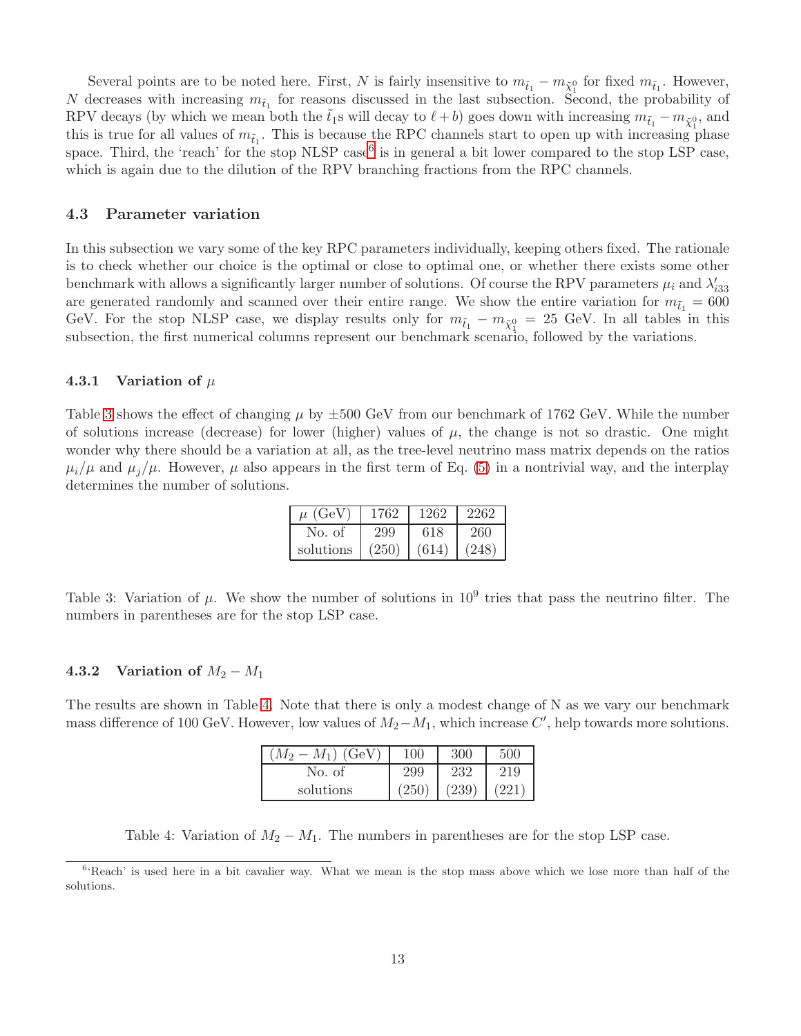Several points are to be noted here. First, $N$ is fairly insensitive to $m_{\tilde{t}_1} - m_{\tilde{\chi}_1^0}$ for fixed $m_{\tilde{t}_1}$. However, $N$ decreases with increasing $m_{\tilde{t}_1}$ for reasons discussed in the last subsection. Second, the probability of RPV decays (by which we mean both the $\tilde{t}_1$s will decay to $\ell + b$) goes down with increasing $m_{\tilde{t}_1} - m_{\tilde{\chi}_1^0}$, and this is true for all values of $m_{\tilde{t}_1}$. This is because the RPC channels start to open up with increasing phase space. Third, the 'reach' for the stop NLSP case[6] is in general a bit lower compared to the stop LSP case, which is again due to the dilution of the RPV branching fractions from the RPC channels.

### 4.3 Parameter variation

In this subsection we vary some of the key RPC parameters individually, keeping others fixed. The rationale is to check whether our choice is the optimal or close to optimal one, or whether there exists some other benchmark with allows a significantly larger number of solutions. Of course the RPV parameters $\mu_i$ and $\lambda'_{i33}$ are generated randomly and scanned over their entire range. We show the entire variation for $m_{\tilde{t}_1} = 600$ GeV. For the stop NLSP case, we display results only for $m_{\tilde{t}_1} - m_{\tilde{\chi}_1^0} = 25$ GeV. In all tables in this subsection, the first numerical columns represent our benchmark scenario, followed by the variations.

#### 4.3.1 Variation of $\mu$

Table 3 shows the effect of changing $\mu$ by $\pm 500$ GeV from our benchmark of 1762 GeV. While the number of solutions increase (decrease) for lower (higher) values of $\mu$, the change is not so drastic. One might wonder why there should be a variation at all, as the tree-level neutrino mass matrix depends on the ratios $\mu_i/\mu$ and $\mu_j/\mu$. However, $\mu$ also appears in the first term of Eq. (5) in a nontrivial way, and the interplay determines the number of solutions.

| $\mu$ (GeV) | 1762 | 1262 | 2262 |
|---|---|---|---|
| No. of solutions | 299 (250) | 618 (614) | 260 (248) |

Table 3: Variation of $\mu$. We show the number of solutions in $10^9$ tries that pass the neutrino filter. The numbers in parentheses are for the stop LSP case.

#### 4.3.2 Variation of $M_2 - M_1$

The results are shown in Table 4. Note that there is only a modest change of N as we vary our benchmark mass difference of 100 GeV. However, low values of $M_2 - M_1$, which increase $C'$, help towards more solutions.

| $(M_2 - M_1)$ (GeV) | 100 | 300 | 500 |
|---|---|---|---|
| No. of solutions | 299 (250) | 232 (239) | 219 (221) |

Table 4: Variation of $M_2 - M_1$. The numbers in parentheses are for the stop LSP case.

[6] 'Reach' is used here in a bit cavalier way. What we mean is the stop mass above which we lose more than half of the solutions.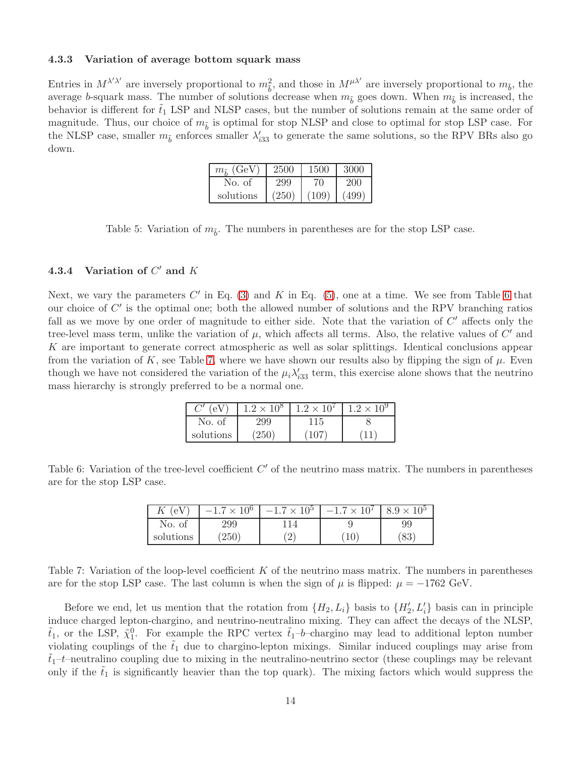#### 4.3.3 Variation of average bottom squark mass

Entries in $M^{\lambda'\lambda'}$ are inversely proportional to $m_{\tilde{b}}^2$, and those in $M^{\mu\lambda'}$ are inversely proportional to $m_{\tilde{b}}$, the average $b$-squark mass. The number of solutions decrease when $m_{\tilde{b}}$ goes down. When $m_{\tilde{b}}$ is increased, the behavior is different for $\tilde{t}_1$ LSP and NLSP cases, but the number of solutions remain at the same order of magnitude. Thus, our choice of $m_{\tilde{b}}$ is optimal for stop NLSP and close to optimal for stop LSP case. For the NLSP case, smaller $m_{\tilde{b}}$ enforces smaller $\lambda'_{i33}$ to generate the same solutions, so the RPV BRs also go down.

| $m_{\tilde{b}}$ (GeV) | 2500 | 1500 | 3000 |
|---|---|---|---|
| No. of solutions | 299 (250) | 70 (109) | 200 (499) |

Table 5: Variation of $m_{\tilde{b}}$. The numbers in parentheses are for the stop LSP case.

#### 4.3.4 Variation of $C'$ and $K$

Next, we vary the parameters $C'$ in Eq. (3) and $K$ in Eq. (5), one at a time. We see from Table 6 that our choice of $C'$ is the optimal one; both the allowed number of solutions and the RPV branching ratios fall as we move by one order of magnitude to either side. Note that the variation of $C'$ affects only the tree-level mass term, unlike the variation of $\mu$, which affects all terms. Also, the relative values of $C'$ and $K$ are important to generate correct atmospheric as well as solar splittings. Identical conclusions appear from the variation of $K$, see Table 7, where we have shown our results also by flipping the sign of $\mu$. Even though we have not considered the variation of the $\mu_i\lambda'_{i33}$ term, this exercise alone shows that the neutrino mass hierarchy is strongly preferred to be a normal one.

| $C'$ (eV) | $1.2\times10^8$ | $1.2\times10^7$ | $1.2\times10^9$ |
|---|---|---|---|
| No. of solutions | 299 (250) | 115 (107) | 8 (11) |

Table 6: Variation of the tree-level coefficient $C'$ of the neutrino mass matrix. The numbers in parentheses are for the stop LSP case.

| $K$ (eV) | $-1.7\times10^6$ | $-1.7\times10^5$ | $-1.7\times10^7$ | $8.9\times10^5$ |
|---|---|---|---|---|
| No. of solutions | 299 (250) | 114 (2) | 9 (10) | 99 (83) |

Table 7: Variation of the loop-level coefficient $K$ of the neutrino mass matrix. The numbers in parentheses are for the stop LSP case. The last column is when the sign of $\mu$ is flipped: $\mu = -1762$ GeV.

Before we end, let us mention that the rotation from $\{H_2, L_i\}$ basis to $\{H_2', L_i'\}$ basis can in principle induce charged lepton-chargino, and neutrino-neutralino mixing. They can affect the decays of the NLSP, $\tilde{t}_1$, or the LSP, $\tilde{\chi}_1^0$. For example the RPC vertex $\tilde{t}_1$–$b$–chargino may lead to additional lepton number violating couplings of the $\tilde{t}_1$ due to chargino-lepton mixings. Similar induced couplings may arise from $\tilde{t}_1$–$t$–neutralino coupling due to mixing in the neutralino-neutrino sector (these couplings may be relevant only if the $\tilde{t}_1$ is significantly heavier than the top quark). The mixing factors which would suppress the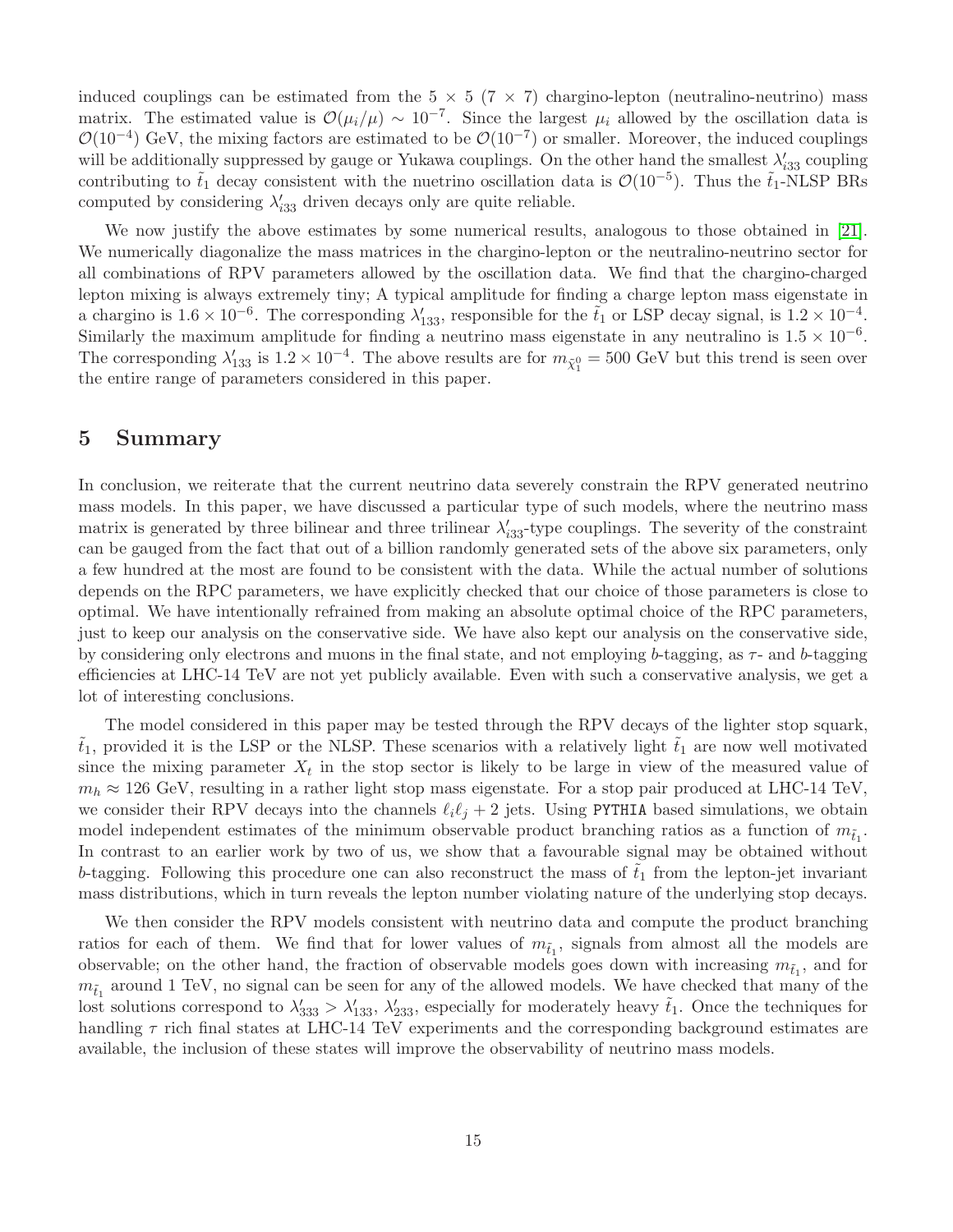induced couplings can be estimated from the 5 × 5 (7 × 7) chargino-lepton (neutralino-neutrino) mass matrix. The estimated value is $\mathcal{O}(\mu_i/\mu) \sim 10^{-7}$. Since the largest $\mu_i$ allowed by the oscillation data is $\mathcal{O}(10^{-4})$ GeV, the mixing factors are estimated to be $\mathcal{O}(10^{-7})$ or smaller. Moreover, the induced couplings will be additionally suppressed by gauge or Yukawa couplings. On the other hand the smallest $\lambda'_{i33}$ coupling contributing to $\tilde{t}_1$ decay consistent with the nuetrino oscillation data is $\mathcal{O}(10^{-5})$. Thus the $\tilde{t}_1$-NLSP BRs computed by considering $\lambda'_{i33}$ driven decays only are quite reliable.

We now justify the above estimates by some numerical results, analogous to those obtained in [21]. We numerically diagonalize the mass matrices in the chargino-lepton or the neutralino-neutrino sector for all combinations of RPV parameters allowed by the oscillation data. We find that the chargino-charged lepton mixing is always extremely tiny; A typical amplitude for finding a charge lepton mass eigenstate in a chargino is $1.6 \times 10^{-6}$. The corresponding $\lambda'_{133}$, responsible for the $\tilde{t}_1$ or LSP decay signal, is $1.2 \times 10^{-4}$. Similarly the maximum amplitude for finding a neutrino mass eigenstate in any neutralino is $1.5 \times 10^{-6}$. The corresponding $\lambda'_{133}$ is $1.2 \times 10^{-4}$. The above results are for $m_{\tilde{\chi}_1^0} = 500$ GeV but this trend is seen over the entire range of parameters considered in this paper.

## 5 Summary

In conclusion, we reiterate that the current neutrino data severely constrain the RPV generated neutrino mass models. In this paper, we have discussed a particular type of such models, where the neutrino mass matrix is generated by three bilinear and three trilinear $\lambda'_{i33}$-type couplings. The severity of the constraint can be gauged from the fact that out of a billion randomly generated sets of the above six parameters, only a few hundred at the most are found to be consistent with the data. While the actual number of solutions depends on the RPC parameters, we have explicitly checked that our choice of those parameters is close to optimal. We have intentionally refrained from making an absolute optimal choice of the RPC parameters, just to keep our analysis on the conservative side. We have also kept our analysis on the conservative side, by considering only electrons and muons in the final state, and not employing $b$-tagging, as $\tau$- and $b$-tagging efficiencies at LHC-14 TeV are not yet publicly available. Even with such a conservative analysis, we get a lot of interesting conclusions.

The model considered in this paper may be tested through the RPV decays of the lighter stop squark, $\tilde{t}_1$, provided it is the LSP or the NLSP. These scenarios with a relatively light $\tilde{t}_1$ are now well motivated since the mixing parameter $X_t$ in the stop sector is likely to be large in view of the measured value of $m_h \approx 126$ GeV, resulting in a rather light stop mass eigenstate. For a stop pair produced at LHC-14 TeV, we consider their RPV decays into the channels $\ell_i \ell_j + 2$ jets. Using PYTHIA based simulations, we obtain model independent estimates of the minimum observable product branching ratios as a function of $m_{\tilde{t}_1}$. In contrast to an earlier work by two of us, we show that a favourable signal may be obtained without $b$-tagging. Following this procedure one can also reconstruct the mass of $\tilde{t}_1$ from the lepton-jet invariant mass distributions, which in turn reveals the lepton number violating nature of the underlying stop decays.

We then consider the RPV models consistent with neutrino data and compute the product branching ratios for each of them. We find that for lower values of $m_{\tilde{t}_1}$, signals from almost all the models are observable; on the other hand, the fraction of observable models goes down with increasing $m_{\tilde{t}_1}$, and for $m_{\tilde{t}_1}$ around 1 TeV, no signal can be seen for any of the allowed models. We have checked that many of the lost solutions correspond to $\lambda'_{333} > \lambda'_{133}$, $\lambda'_{233}$, especially for moderately heavy $\tilde{t}_1$. Once the techniques for handling $\tau$ rich final states at LHC-14 TeV experiments and the corresponding background estimates are available, the inclusion of these states will improve the observability of neutrino mass models.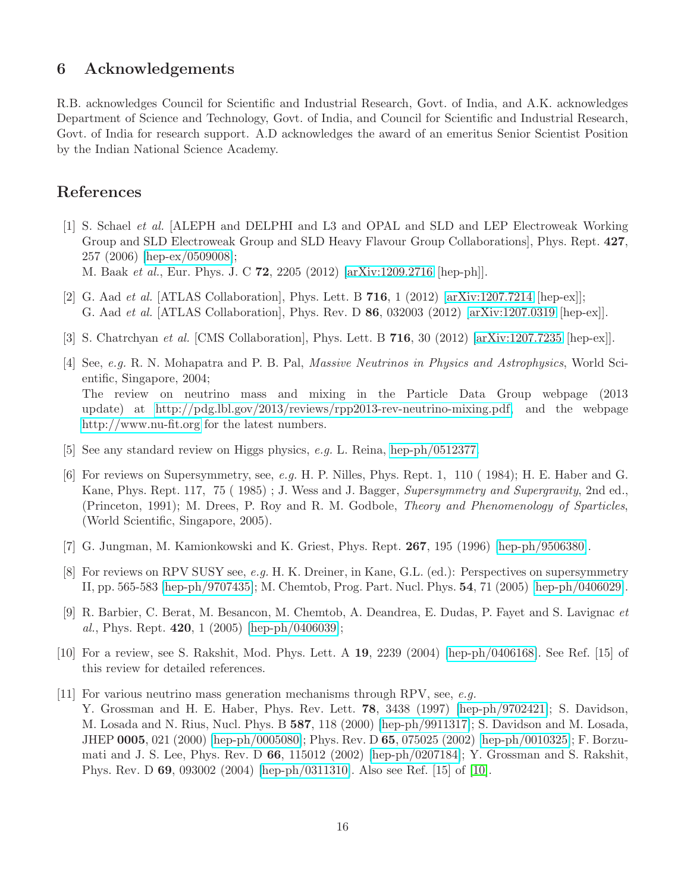## 6 Acknowledgements

R.B. acknowledges Council for Scientific and Industrial Research, Govt. of India, and A.K. acknowledges Department of Science and Technology, Govt. of India, and Council for Scientific and Industrial Research, Govt. of India for research support. A.D acknowledges the award of an emeritus Senior Scientist Position by the Indian National Science Academy.

## References

[1] S. Schael *et al.* [ALEPH and DELPHI and L3 and OPAL and SLD and LEP Electroweak Working Group and SLD Electroweak Group and SLD Heavy Flavour Group Collaborations], Phys. Rept. **427**, 257 (2006) [hep-ex/0509008];
M. Baak *et al.*, Eur. Phys. J. C **72**, 2205 (2012) [arXiv:1209.2716 [hep-ph]].

[2] G. Aad *et al.* [ATLAS Collaboration], Phys. Lett. B **716**, 1 (2012) [arXiv:1207.7214 [hep-ex]];
G. Aad *et al.* [ATLAS Collaboration], Phys. Rev. D **86**, 032003 (2012) [arXiv:1207.0319 [hep-ex]].

[3] S. Chatrchyan *et al.* [CMS Collaboration], Phys. Lett. B **716**, 30 (2012) [arXiv:1207.7235 [hep-ex]].

[4] See, *e.g.* R. N. Mohapatra and P. B. Pal, *Massive Neutrinos in Physics and Astrophysics*, World Scientific, Singapore, 2004;
The review on neutrino mass and mixing in the Particle Data Group webpage (2013 update) at http://pdg.lbl.gov/2013/reviews/rpp2013-rev-neutrino-mixing.pdf, and the webpage http://www.nu-fit.org for the latest numbers.

[5] See any standard review on Higgs physics, *e.g.* L. Reina, hep-ph/0512377.

[6] For reviews on Supersymmetry, see, *e.g.* H. P. Nilles, Phys. Rept. 1, 110 ( 1984); H. E. Haber and G. Kane, Phys. Rept. 117, 75 ( 1985) ; J. Wess and J. Bagger, *Supersymmetry and Supergravity*, 2nd ed., (Princeton, 1991); M. Drees, P. Roy and R. M. Godbole, *Theory and Phenomenology of Sparticles*, (World Scientific, Singapore, 2005).

[7] G. Jungman, M. Kamionkowski and K. Griest, Phys. Rept. **267**, 195 (1996) [hep-ph/9506380].

[8] For reviews on RPV SUSY see, *e.g.* H. K. Dreiner, in Kane, G.L. (ed.): Perspectives on supersymmetry II, pp. 565-583 [hep-ph/9707435]; M. Chemtob, Prog. Part. Nucl. Phys. **54**, 71 (2005) [hep-ph/0406029].

[9] R. Barbier, C. Berat, M. Besancon, M. Chemtob, A. Deandrea, E. Dudas, P. Fayet and S. Lavignac *et al.*, Phys. Rept. **420**, 1 (2005) [hep-ph/0406039];

[10] For a review, see S. Rakshit, Mod. Phys. Lett. A **19**, 2239 (2004) [hep-ph/0406168]. See Ref. [15] of this review for detailed references.

[11] For various neutrino mass generation mechanisms through RPV, see, *e.g.*
Y. Grossman and H. E. Haber, Phys. Rev. Lett. **78**, 3438 (1997) [hep-ph/9702421]; S. Davidson, M. Losada and N. Rius, Nucl. Phys. B **587**, 118 (2000) [hep-ph/9911317]; S. Davidson and M. Losada, JHEP **0005**, 021 (2000) [hep-ph/0005080]; Phys. Rev. D **65**, 075025 (2002) [hep-ph/0010325]; F. Borzumati and J. S. Lee, Phys. Rev. D **66**, 115012 (2002) [hep-ph/0207184]; Y. Grossman and S. Rakshit, Phys. Rev. D **69**, 093002 (2004) [hep-ph/0311310]. Also see Ref. [15] of [10].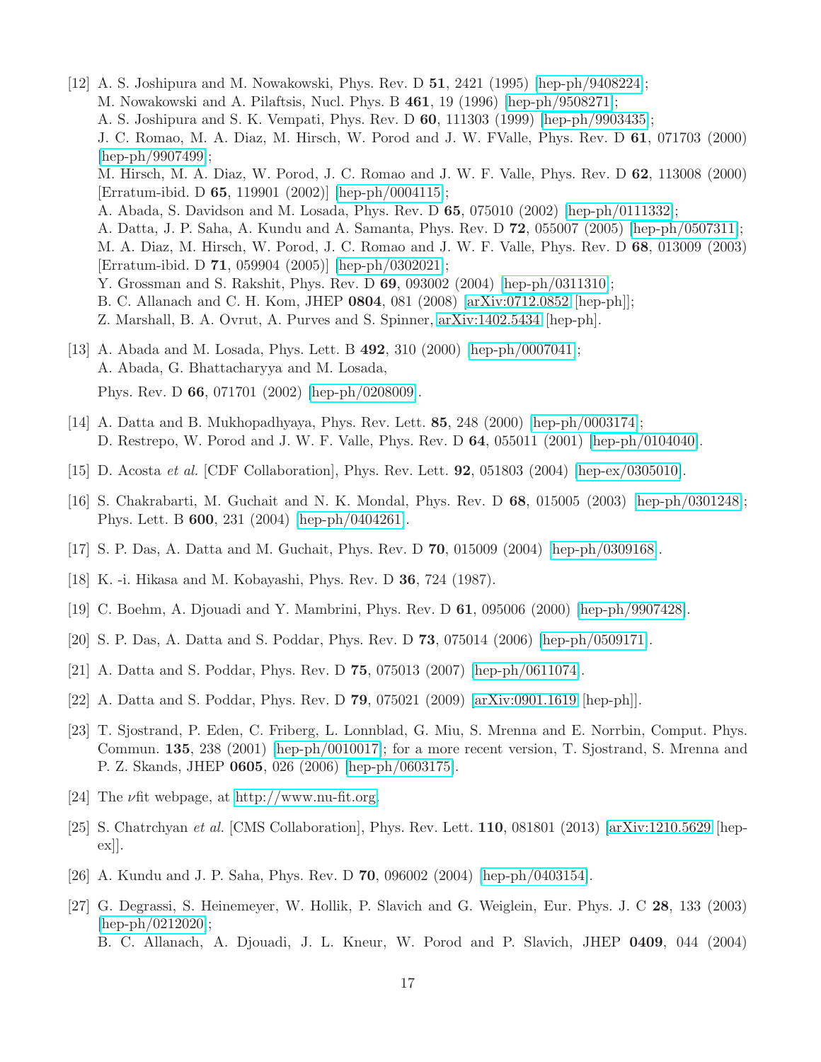[12] A. S. Joshipura and M. Nowakowski, Phys. Rev. D **51**, 2421 (1995) [hep-ph/9408224];
M. Nowakowski and A. Pilaftsis, Nucl. Phys. B **461**, 19 (1996) [hep-ph/9508271];
A. S. Joshipura and S. K. Vempati, Phys. Rev. D **60**, 111303 (1999) [hep-ph/9903435];
J. C. Romao, M. A. Diaz, M. Hirsch, W. Porod and J. W. FValle, Phys. Rev. D **61**, 071703 (2000) [hep-ph/9907499];
M. Hirsch, M. A. Diaz, W. Porod, J. C. Romao and J. W. F. Valle, Phys. Rev. D **62**, 113008 (2000) [Erratum-ibid. D **65**, 119901 (2002)] [hep-ph/0004115];
A. Abada, S. Davidson and M. Losada, Phys. Rev. D **65**, 075010 (2002) [hep-ph/0111332];
A. Datta, J. P. Saha, A. Kundu and A. Samanta, Phys. Rev. D **72**, 055007 (2005) [hep-ph/0507311];
M. A. Diaz, M. Hirsch, W. Porod, J. C. Romao and J. W. F. Valle, Phys. Rev. D **68**, 013009 (2003) [Erratum-ibid. D **71**, 059904 (2005)] [hep-ph/0302021];
Y. Grossman and S. Rakshit, Phys. Rev. D **69**, 093002 (2004) [hep-ph/0311310];
B. C. Allanach and C. H. Kom, JHEP **0804**, 081 (2008) [arXiv:0712.0852 [hep-ph]];
Z. Marshall, B. A. Ovrut, A. Purves and S. Spinner, arXiv:1402.5434 [hep-ph].

[13] A. Abada and M. Losada, Phys. Lett. B **492**, 310 (2000) [hep-ph/0007041];
A. Abada, G. Bhattacharyya and M. Losada,
Phys. Rev. D **66**, 071701 (2002) [hep-ph/0208009].

[14] A. Datta and B. Mukhopadhyaya, Phys. Rev. Lett. **85**, 248 (2000) [hep-ph/0003174];
D. Restrepo, W. Porod and J. W. F. Valle, Phys. Rev. D **64**, 055011 (2001) [hep-ph/0104040].

[15] D. Acosta *et al.* [CDF Collaboration], Phys. Rev. Lett. **92**, 051803 (2004) [hep-ex/0305010].

[16] S. Chakrabarti, M. Guchait and N. K. Mondal, Phys. Rev. D **68**, 015005 (2003) [hep-ph/0301248]; Phys. Lett. B **600**, 231 (2004) [hep-ph/0404261].

[17] S. P. Das, A. Datta and M. Guchait, Phys. Rev. D **70**, 015009 (2004) [hep-ph/0309168].

[18] K. -i. Hikasa and M. Kobayashi, Phys. Rev. D **36**, 724 (1987).

[19] C. Boehm, A. Djouadi and Y. Mambrini, Phys. Rev. D **61**, 095006 (2000) [hep-ph/9907428].

[20] S. P. Das, A. Datta and S. Poddar, Phys. Rev. D **73**, 075014 (2006) [hep-ph/0509171].

[21] A. Datta and S. Poddar, Phys. Rev. D **75**, 075013 (2007) [hep-ph/0611074].

[22] A. Datta and S. Poddar, Phys. Rev. D **79**, 075021 (2009) [arXiv:0901.1619 [hep-ph]].

[23] T. Sjostrand, P. Eden, C. Friberg, L. Lonnblad, G. Miu, S. Mrenna and E. Norrbin, Comput. Phys. Commun. **135**, 238 (2001) [hep-ph/0010017]; for a more recent version, T. Sjostrand, S. Mrenna and P. Z. Skands, JHEP **0605**, 026 (2006) [hep-ph/0603175].

[24] The $\nu$fit webpage, at http://www.nu-fit.org.

[25] S. Chatrchyan *et al.* [CMS Collaboration], Phys. Rev. Lett. **110**, 081801 (2013) [arXiv:1210.5629 [hep-ex]].

[26] A. Kundu and J. P. Saha, Phys. Rev. D **70**, 096002 (2004) [hep-ph/0403154].

[27] G. Degrassi, S. Heinemeyer, W. Hollik, P. Slavich and G. Weiglein, Eur. Phys. J. C **28**, 133 (2003) [hep-ph/0212020];
B. C. Allanach, A. Djouadi, J. L. Kneur, W. Porod and P. Slavich, JHEP **0409**, 044 (2004)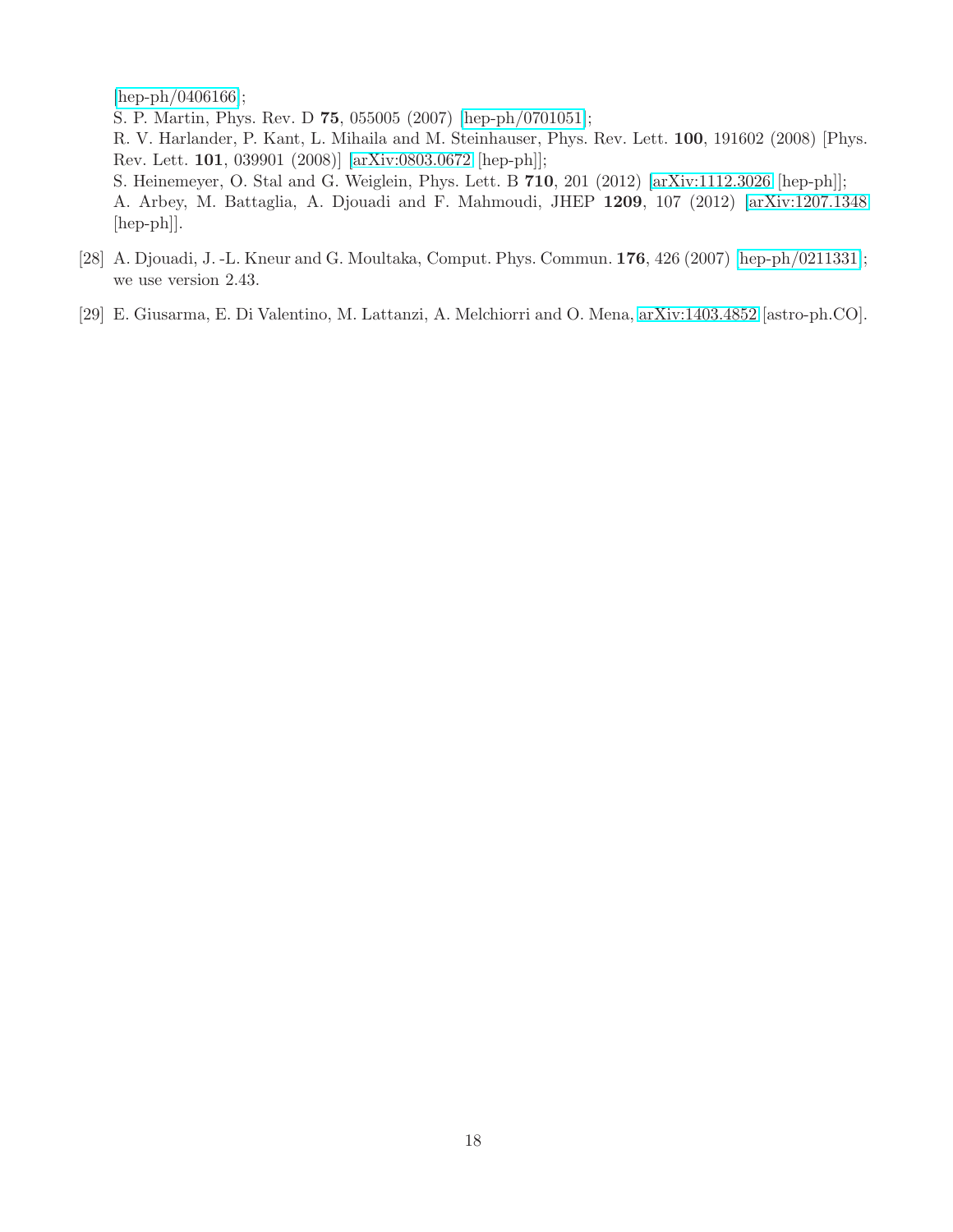[hep-ph/0406166];
S. P. Martin, Phys. Rev. D **75**, 055005 (2007) [hep-ph/0701051];
R. V. Harlander, P. Kant, L. Mihaila and M. Steinhauser, Phys. Rev. Lett. **100**, 191602 (2008) [Phys. Rev. Lett. **101**, 039901 (2008)] [arXiv:0803.0672 [hep-ph]];
S. Heinemeyer, O. Stal and G. Weiglein, Phys. Lett. B **710**, 201 (2012) [arXiv:1112.3026 [hep-ph]];
A. Arbey, M. Battaglia, A. Djouadi and F. Mahmoudi, JHEP **1209**, 107 (2012) [arXiv:1207.1348 [hep-ph]].

[28] A. Djouadi, J. -L. Kneur and G. Moultaka, Comput. Phys. Commun. **176**, 426 (2007) [hep-ph/0211331]; we use version 2.43.

[29] E. Giusarma, E. Di Valentino, M. Lattanzi, A. Melchiorri and O. Mena, arXiv:1403.4852 [astro-ph.CO].